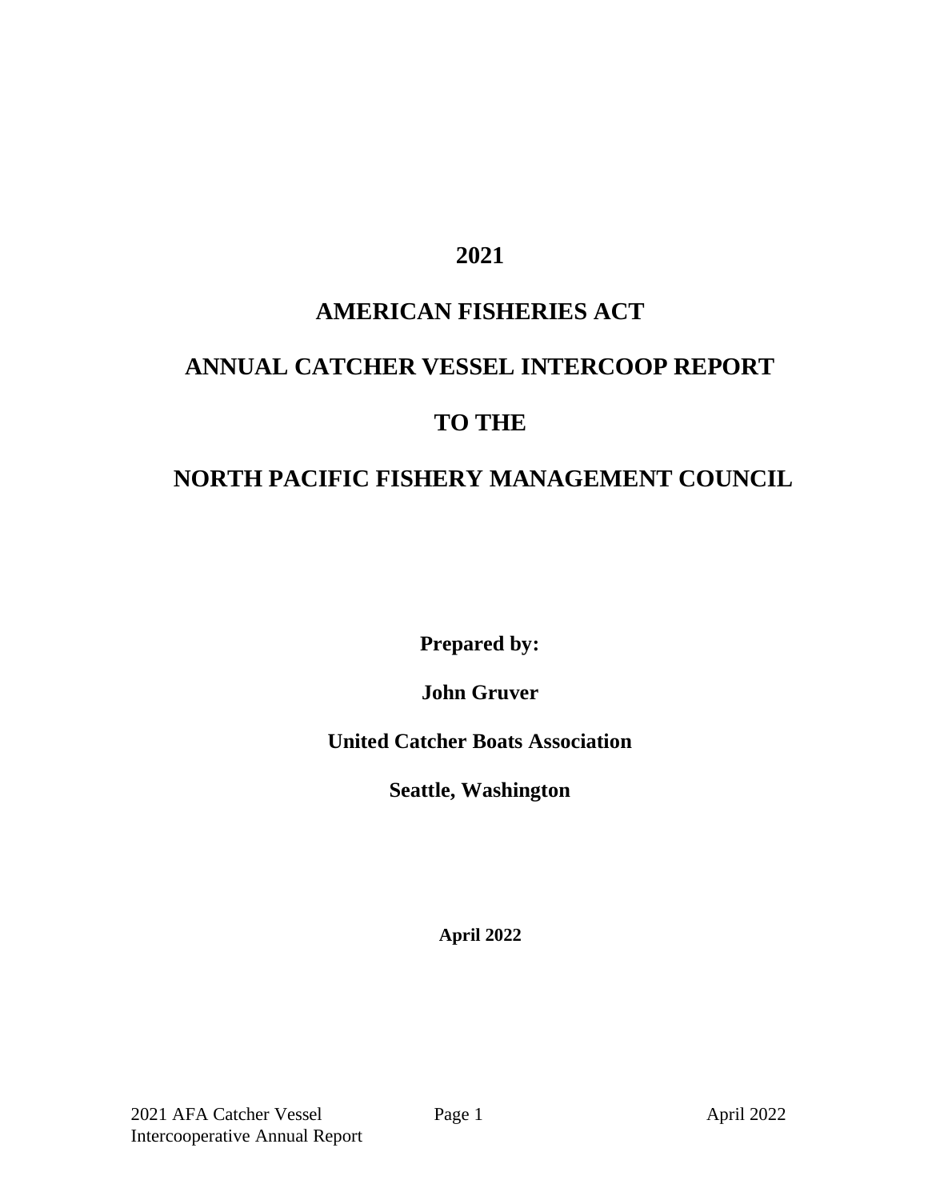# 2021

# AMERICAN FISHERIES ACT

# ANNUAL CATCHER VESSEL INTERCOOP REPORT

# TO THE

# NORTH PACIFIC FISHERY MANAGEMENT COUNCIL

**Prepared by:**

**John Gruver**

**United Catcher Boats Association**

**Seattle, Washington**

**April 2022**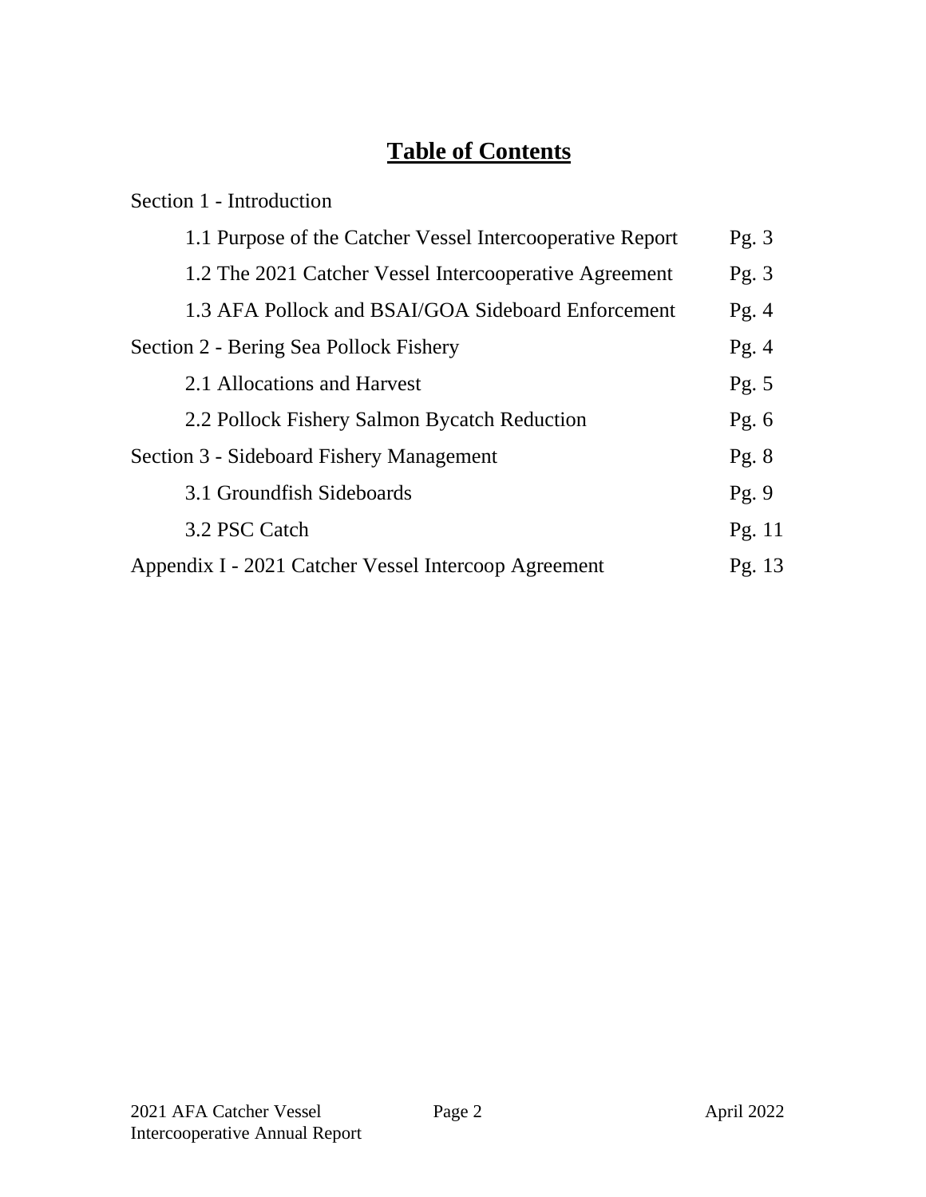# Table of Contents

| | |
|---|---|
| Section 1 - Introduction | |
| 1.1 Purpose of the Catcher Vessel Intercooperative Report | Pg. 3 |
| 1.2 The 2021 Catcher Vessel Intercooperative Agreement | Pg. 3 |
| 1.3 AFA Pollock and BSAI/GOA Sideboard Enforcement | Pg. 4 |
| Section 2 - Bering Sea Pollock Fishery | Pg. 4 |
| 2.1 Allocations and Harvest | Pg. 5 |
| 2.2 Pollock Fishery Salmon Bycatch Reduction | Pg. 6 |
| Section 3 - Sideboard Fishery Management | Pg. 8 |
| 3.1 Groundfish Sideboards | Pg. 9 |
| 3.2 PSC Catch | Pg. 11 |
| Appendix I - 2021 Catcher Vessel Intercoop Agreement | Pg. 13 |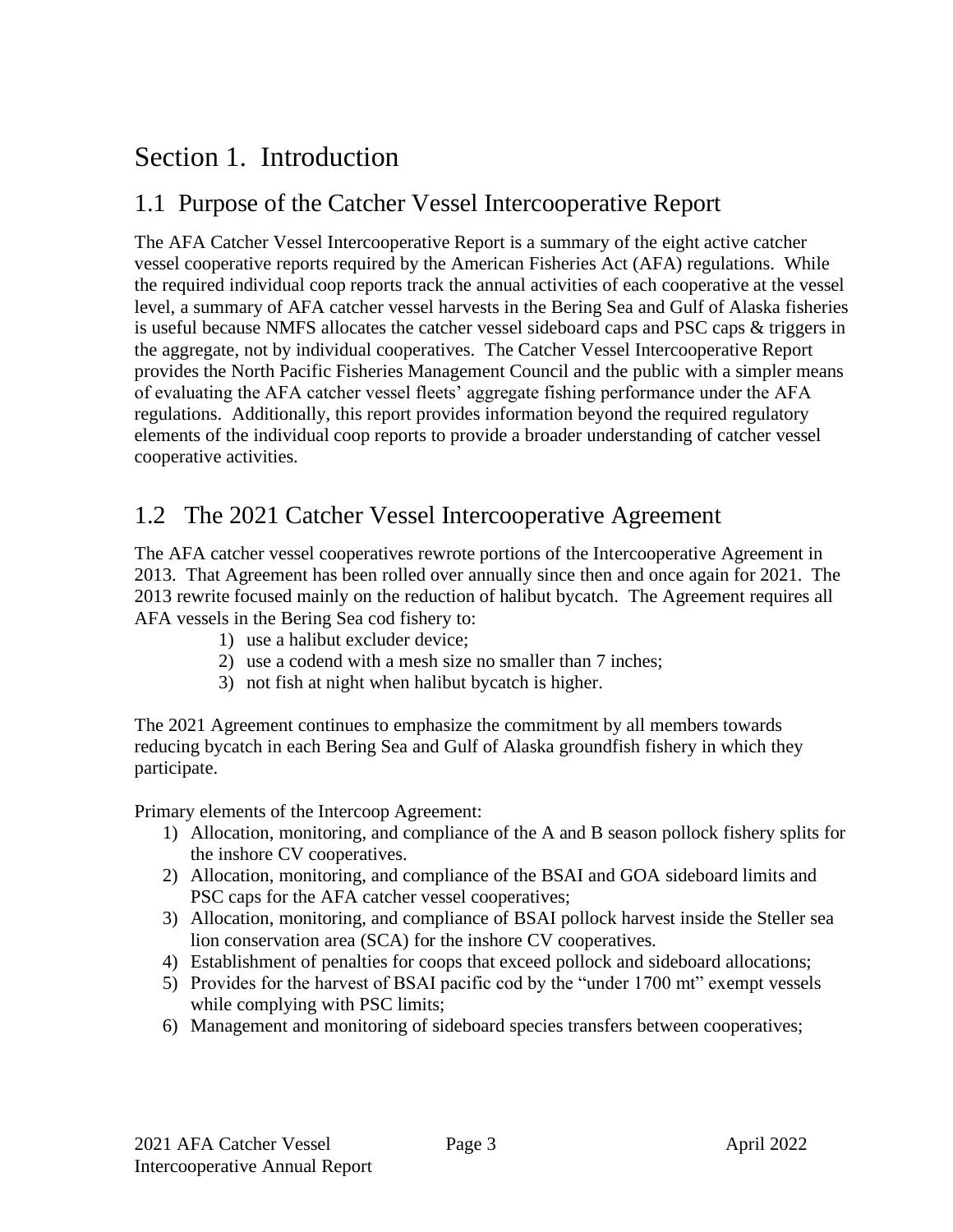# Section 1. Introduction

## 1.1 Purpose of the Catcher Vessel Intercooperative Report

The AFA Catcher Vessel Intercooperative Report is a summary of the eight active catcher vessel cooperative reports required by the American Fisheries Act (AFA) regulations. While the required individual coop reports track the annual activities of each cooperative at the vessel level, a summary of AFA catcher vessel harvests in the Bering Sea and Gulf of Alaska fisheries is useful because NMFS allocates the catcher vessel sideboard caps and PSC caps & triggers in the aggregate, not by individual cooperatives. The Catcher Vessel Intercooperative Report provides the North Pacific Fisheries Management Council and the public with a simpler means of evaluating the AFA catcher vessel fleets' aggregate fishing performance under the AFA regulations. Additionally, this report provides information beyond the required regulatory elements of the individual coop reports to provide a broader understanding of catcher vessel cooperative activities.

## 1.2 The 2021 Catcher Vessel Intercooperative Agreement

The AFA catcher vessel cooperatives rewrote portions of the Intercooperative Agreement in 2013. That Agreement has been rolled over annually since then and once again for 2021. The 2013 rewrite focused mainly on the reduction of halibut bycatch. The Agreement requires all AFA vessels in the Bering Sea cod fishery to:

1) use a halibut excluder device;
2) use a codend with a mesh size no smaller than 7 inches;
3) not fish at night when halibut bycatch is higher.

The 2021 Agreement continues to emphasize the commitment by all members towards reducing bycatch in each Bering Sea and Gulf of Alaska groundfish fishery in which they participate.

Primary elements of the Intercoop Agreement:

1) Allocation, monitoring, and compliance of the A and B season pollock fishery splits for the inshore CV cooperatives.
2) Allocation, monitoring, and compliance of the BSAI and GOA sideboard limits and PSC caps for the AFA catcher vessel cooperatives;
3) Allocation, monitoring, and compliance of BSAI pollock harvest inside the Steller sea lion conservation area (SCA) for the inshore CV cooperatives.
4) Establishment of penalties for coops that exceed pollock and sideboard allocations;
5) Provides for the harvest of BSAI pacific cod by the "under 1700 mt" exempt vessels while complying with PSC limits;
6) Management and monitoring of sideboard species transfers between cooperatives;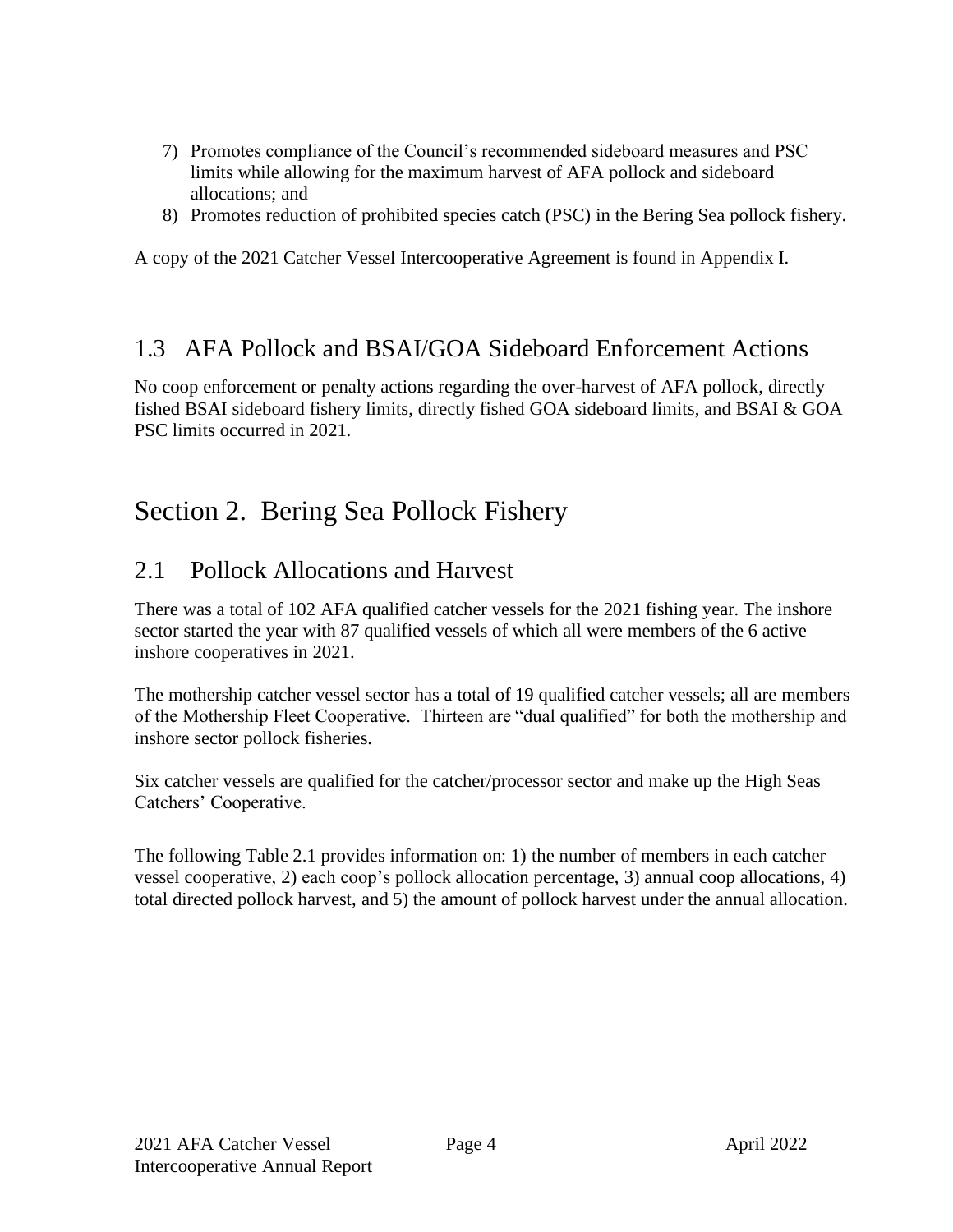7) Promotes compliance of the Council's recommended sideboard measures and PSC limits while allowing for the maximum harvest of AFA pollock and sideboard allocations; and
8) Promotes reduction of prohibited species catch (PSC) in the Bering Sea pollock fishery.

A copy of the 2021 Catcher Vessel Intercooperative Agreement is found in Appendix I.

## 1.3 AFA Pollock and BSAI/GOA Sideboard Enforcement Actions

No coop enforcement or penalty actions regarding the over-harvest of AFA pollock, directly fished BSAI sideboard fishery limits, directly fished GOA sideboard limits, and BSAI & GOA PSC limits occurred in 2021.

# Section 2. Bering Sea Pollock Fishery

## 2.1 Pollock Allocations and Harvest

There was a total of 102 AFA qualified catcher vessels for the 2021 fishing year. The inshore sector started the year with 87 qualified vessels of which all were members of the 6 active inshore cooperatives in 2021.

The mothership catcher vessel sector has a total of 19 qualified catcher vessels; all are members of the Mothership Fleet Cooperative. Thirteen are "dual qualified" for both the mothership and inshore sector pollock fisheries.

Six catcher vessels are qualified for the catcher/processor sector and make up the High Seas Catchers' Cooperative.

The following Table 2.1 provides information on: 1) the number of members in each catcher vessel cooperative, 2) each coop's pollock allocation percentage, 3) annual coop allocations, 4) total directed pollock harvest, and 5) the amount of pollock harvest under the annual allocation.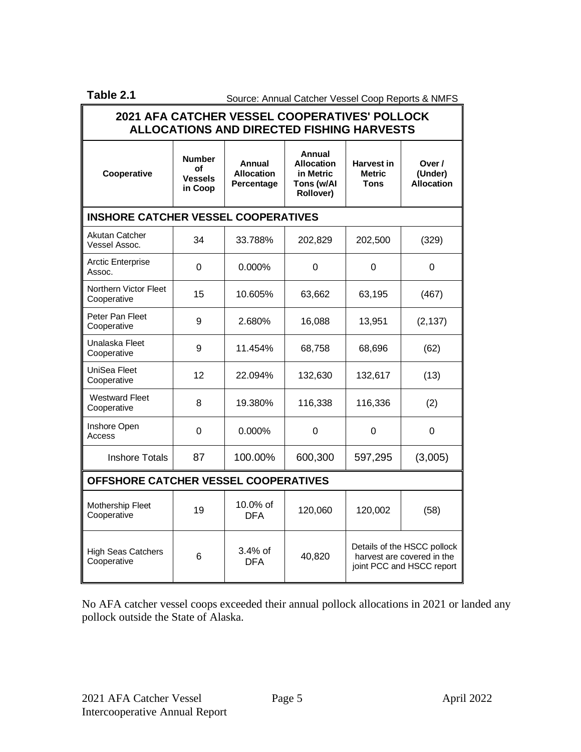**Table 2.1** Source: Annual Catcher Vessel Coop Reports & NMFS

| 2021 AFA CATCHER VESSEL COOPERATIVES' POLLOCK ALLOCATIONS AND DIRECTED FISHING HARVESTS | | | | | |
|---|---|---|---|---|---|
| **Cooperative** | **Number of Vessels in Coop** | **Annual Allocation Percentage** | **Annual Allocation in Metric Tons (w/AI Rollover)** | **Harvest in Metric Tons** | **Over / (Under) Allocation** |
| **INSHORE CATCHER VESSEL COOPERATIVES** | | | | | |
| Akutan Catcher Vessel Assoc. | 34 | 33.788% | 202,829 | 202,500 | (329) |
| Arctic Enterprise Assoc. | 0 | 0.000% | 0 | 0 | 0 |
| Northern Victor Fleet Cooperative | 15 | 10.605% | 63,662 | 63,195 | (467) |
| Peter Pan Fleet Cooperative | 9 | 2.680% | 16,088 | 13,951 | (2,137) |
| Unalaska Fleet Cooperative | 9 | 11.454% | 68,758 | 68,696 | (62) |
| UniSea Fleet Cooperative | 12 | 22.094% | 132,630 | 132,617 | (13) |
| Westward Fleet Cooperative | 8 | 19.380% | 116,338 | 116,336 | (2) |
| Inshore Open Access | 0 | 0.000% | 0 | 0 | 0 |
| Inshore Totals | 87 | 100.00% | 600,300 | 597,295 | (3,005) |
| **OFFSHORE CATCHER VESSEL COOPERATIVES** | | | | | |
| Mothership Fleet Cooperative | 19 | 10.0% of DFA | 120,060 | 120,002 | (58) |
| High Seas Catchers Cooperative | 6 | 3.4% of DFA | 40,820 | Details of the HSCC pollock harvest are covered in the joint PCC and HSCC report | |

No AFA catcher vessel coops exceeded their annual pollock allocations in 2021 or landed any pollock outside the State of Alaska.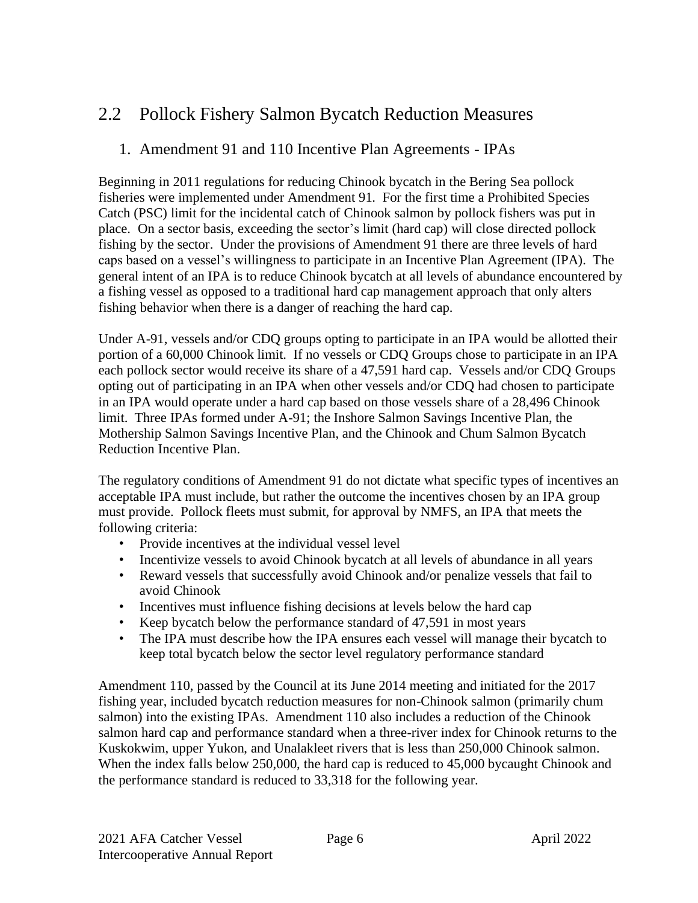## 2.2 Pollock Fishery Salmon Bycatch Reduction Measures

### 1. Amendment 91 and 110 Incentive Plan Agreements - IPAs

Beginning in 2011 regulations for reducing Chinook bycatch in the Bering Sea pollock fisheries were implemented under Amendment 91. For the first time a Prohibited Species Catch (PSC) limit for the incidental catch of Chinook salmon by pollock fishers was put in place. On a sector basis, exceeding the sector's limit (hard cap) will close directed pollock fishing by the sector. Under the provisions of Amendment 91 there are three levels of hard caps based on a vessel's willingness to participate in an Incentive Plan Agreement (IPA). The general intent of an IPA is to reduce Chinook bycatch at all levels of abundance encountered by a fishing vessel as opposed to a traditional hard cap management approach that only alters fishing behavior when there is a danger of reaching the hard cap.

Under A-91, vessels and/or CDQ groups opting to participate in an IPA would be allotted their portion of a 60,000 Chinook limit. If no vessels or CDQ Groups chose to participate in an IPA each pollock sector would receive its share of a 47,591 hard cap. Vessels and/or CDQ Groups opting out of participating in an IPA when other vessels and/or CDQ had chosen to participate in an IPA would operate under a hard cap based on those vessels share of a 28,496 Chinook limit. Three IPAs formed under A-91; the Inshore Salmon Savings Incentive Plan, the Mothership Salmon Savings Incentive Plan, and the Chinook and Chum Salmon Bycatch Reduction Incentive Plan.

The regulatory conditions of Amendment 91 do not dictate what specific types of incentives an acceptable IPA must include, but rather the outcome the incentives chosen by an IPA group must provide. Pollock fleets must submit, for approval by NMFS, an IPA that meets the following criteria:

- Provide incentives at the individual vessel level
- Incentivize vessels to avoid Chinook bycatch at all levels of abundance in all years
- Reward vessels that successfully avoid Chinook and/or penalize vessels that fail to avoid Chinook
- Incentives must influence fishing decisions at levels below the hard cap
- Keep bycatch below the performance standard of 47,591 in most years
- The IPA must describe how the IPA ensures each vessel will manage their bycatch to keep total bycatch below the sector level regulatory performance standard

Amendment 110, passed by the Council at its June 2014 meeting and initiated for the 2017 fishing year, included bycatch reduction measures for non-Chinook salmon (primarily chum salmon) into the existing IPAs. Amendment 110 also includes a reduction of the Chinook salmon hard cap and performance standard when a three-river index for Chinook returns to the Kuskokwim, upper Yukon, and Unalakleet rivers that is less than 250,000 Chinook salmon. When the index falls below 250,000, the hard cap is reduced to 45,000 bycaught Chinook and the performance standard is reduced to 33,318 for the following year.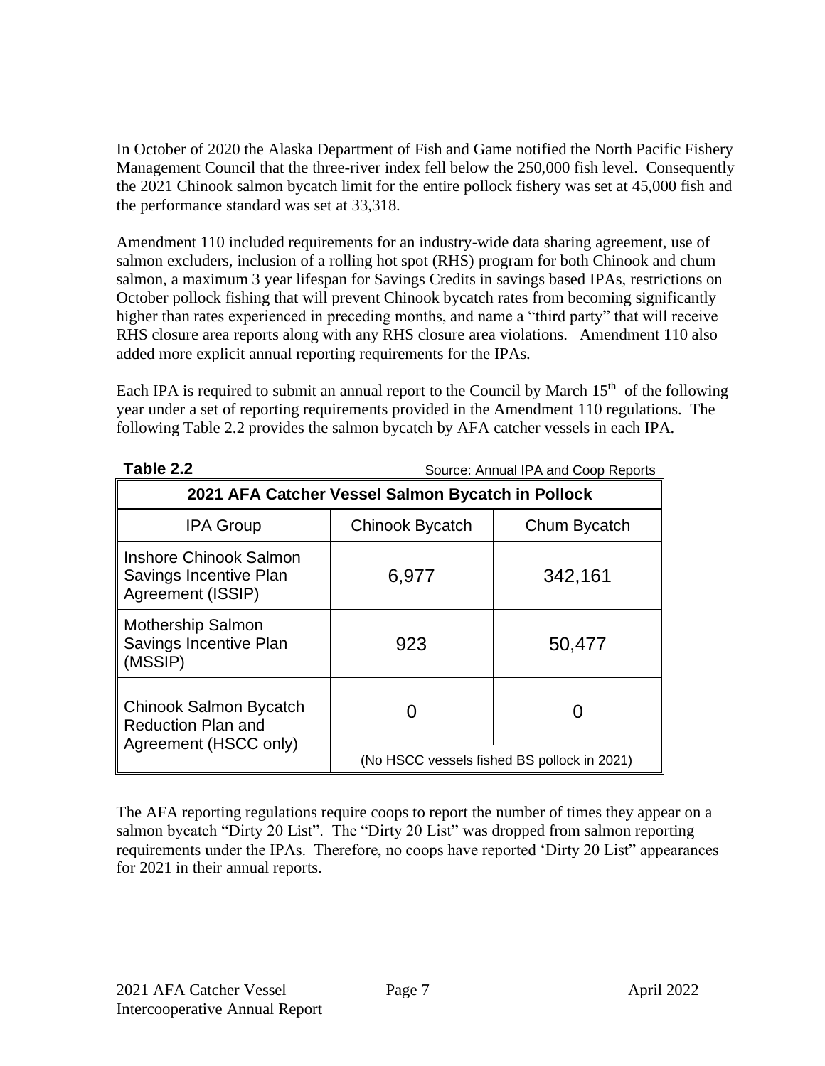In October of 2020 the Alaska Department of Fish and Game notified the North Pacific Fishery Management Council that the three-river index fell below the 250,000 fish level. Consequently the 2021 Chinook salmon bycatch limit for the entire pollock fishery was set at 45,000 fish and the performance standard was set at 33,318.

Amendment 110 included requirements for an industry-wide data sharing agreement, use of salmon excluders, inclusion of a rolling hot spot (RHS) program for both Chinook and chum salmon, a maximum 3 year lifespan for Savings Credits in savings based IPAs, restrictions on October pollock fishing that will prevent Chinook bycatch rates from becoming significantly higher than rates experienced in preceding months, and name a "third party" that will receive RHS closure area reports along with any RHS closure area violations. Amendment 110 also added more explicit annual reporting requirements for the IPAs.

Each IPA is required to submit an annual report to the Council by March 15th of the following year under a set of reporting requirements provided in the Amendment 110 regulations. The following Table 2.2 provides the salmon bycatch by AFA catcher vessels in each IPA.

**Table 2.2** Source: Annual IPA and Coop Reports

| 2021 AFA Catcher Vessel Salmon Bycatch in Pollock | | |
|---|---|---|
| IPA Group | Chinook Bycatch | Chum Bycatch |
| Inshore Chinook Salmon Savings Incentive Plan Agreement (ISSIP) | 6,977 | 342,161 |
| Mothership Salmon Savings Incentive Plan (MSSIP) | 923 | 50,477 |
| Chinook Salmon Bycatch Reduction Plan and Agreement (HSCC only) | 0 | 0 |
| | (No HSCC vessels fished BS pollock in 2021) | |

The AFA reporting regulations require coops to report the number of times they appear on a salmon bycatch "Dirty 20 List". The "Dirty 20 List" was dropped from salmon reporting requirements under the IPAs. Therefore, no coops have reported 'Dirty 20 List" appearances for 2021 in their annual reports.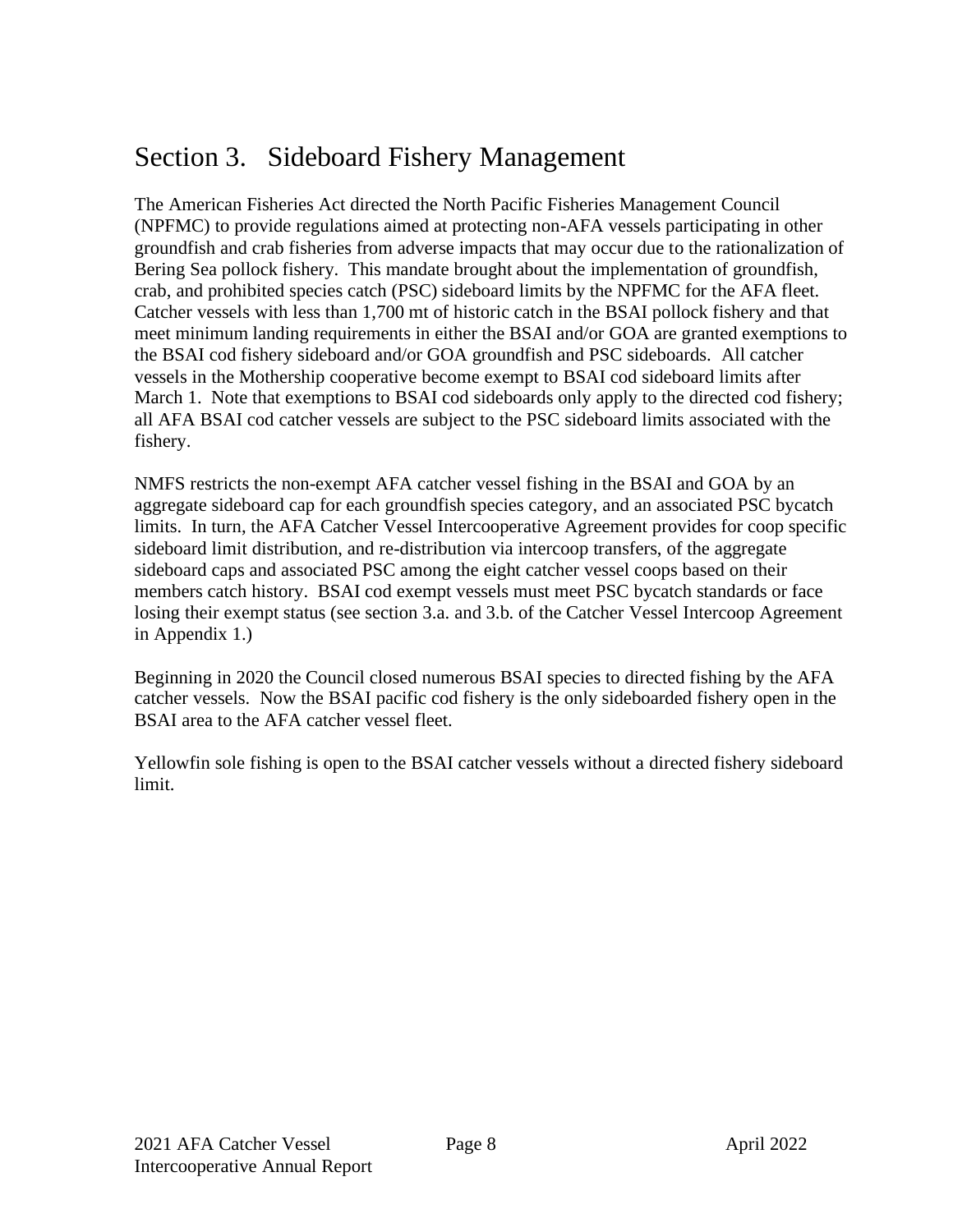# Section 3. Sideboard Fishery Management

The American Fisheries Act directed the North Pacific Fisheries Management Council (NPFMC) to provide regulations aimed at protecting non-AFA vessels participating in other groundfish and crab fisheries from adverse impacts that may occur due to the rationalization of Bering Sea pollock fishery. This mandate brought about the implementation of groundfish, crab, and prohibited species catch (PSC) sideboard limits by the NPFMC for the AFA fleet. Catcher vessels with less than 1,700 mt of historic catch in the BSAI pollock fishery and that meet minimum landing requirements in either the BSAI and/or GOA are granted exemptions to the BSAI cod fishery sideboard and/or GOA groundfish and PSC sideboards. All catcher vessels in the Mothership cooperative become exempt to BSAI cod sideboard limits after March 1. Note that exemptions to BSAI cod sideboards only apply to the directed cod fishery; all AFA BSAI cod catcher vessels are subject to the PSC sideboard limits associated with the fishery.

NMFS restricts the non-exempt AFA catcher vessel fishing in the BSAI and GOA by an aggregate sideboard cap for each groundfish species category, and an associated PSC bycatch limits. In turn, the AFA Catcher Vessel Intercooperative Agreement provides for coop specific sideboard limit distribution, and re-distribution via intercoop transfers, of the aggregate sideboard caps and associated PSC among the eight catcher vessel coops based on their members catch history. BSAI cod exempt vessels must meet PSC bycatch standards or face losing their exempt status (see section 3.a. and 3.b. of the Catcher Vessel Intercoop Agreement in Appendix 1.)

Beginning in 2020 the Council closed numerous BSAI species to directed fishing by the AFA catcher vessels. Now the BSAI pacific cod fishery is the only sideboarded fishery open in the BSAI area to the AFA catcher vessel fleet.

Yellowfin sole fishing is open to the BSAI catcher vessels without a directed fishery sideboard limit.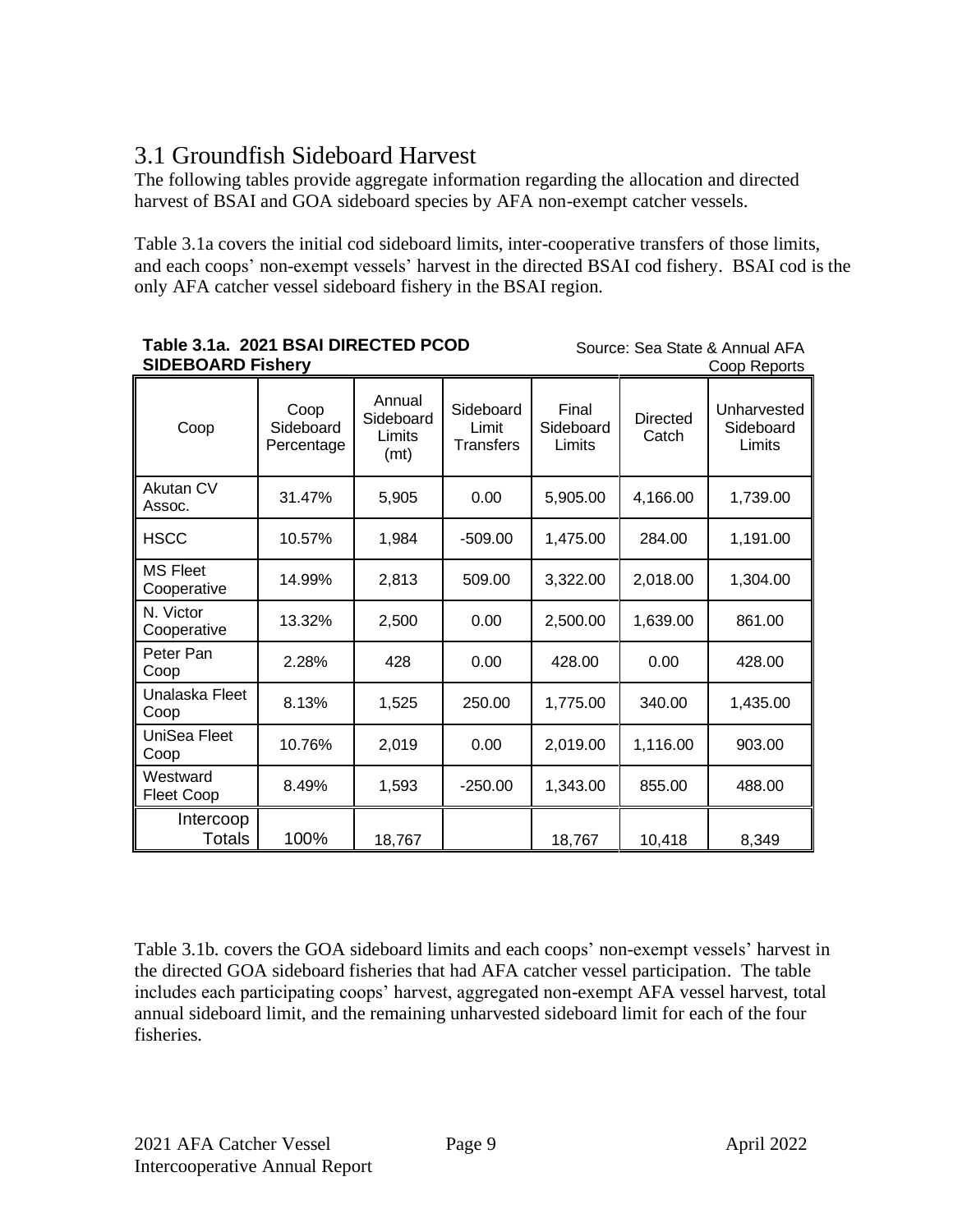## 3.1 Groundfish Sideboard Harvest

The following tables provide aggregate information regarding the allocation and directed harvest of BSAI and GOA sideboard species by AFA non-exempt catcher vessels.

Table 3.1a covers the initial cod sideboard limits, inter-cooperative transfers of those limits, and each coops' non-exempt vessels' harvest in the directed BSAI cod fishery. BSAI cod is the only AFA catcher vessel sideboard fishery in the BSAI region.

**Table 3.1a. 2021 BSAI DIRECTED PCOD SIDEBOARD Fishery**

Source: Sea State & Annual AFA Coop Reports

| Coop | Coop Sideboard Percentage | Annual Sideboard Limits (mt) | Sideboard Limit Transfers | Final Sideboard Limits | Directed Catch | Unharvested Sideboard Limits |
|---|---|---|---|---|---|---|
| Akutan CV Assoc. | 31.47% | 5,905 | 0.00 | 5,905.00 | 4,166.00 | 1,739.00 |
| HSCC | 10.57% | 1,984 | -509.00 | 1,475.00 | 284.00 | 1,191.00 |
| MS Fleet Cooperative | 14.99% | 2,813 | 509.00 | 3,322.00 | 2,018.00 | 1,304.00 |
| N. Victor Cooperative | 13.32% | 2,500 | 0.00 | 2,500.00 | 1,639.00 | 861.00 |
| Peter Pan Coop | 2.28% | 428 | 0.00 | 428.00 | 0.00 | 428.00 |
| Unalaska Fleet Coop | 8.13% | 1,525 | 250.00 | 1,775.00 | 340.00 | 1,435.00 |
| UniSea Fleet Coop | 10.76% | 2,019 | 0.00 | 2,019.00 | 1,116.00 | 903.00 |
| Westward Fleet Coop | 8.49% | 1,593 | -250.00 | 1,343.00 | 855.00 | 488.00 |
| Intercoop Totals | 100% | 18,767 | | 18,767 | 10,418 | 8,349 |

Table 3.1b. covers the GOA sideboard limits and each coops' non-exempt vessels' harvest in the directed GOA sideboard fisheries that had AFA catcher vessel participation. The table includes each participating coops' harvest, aggregated non-exempt AFA vessel harvest, total annual sideboard limit, and the remaining unharvested sideboard limit for each of the four fisheries.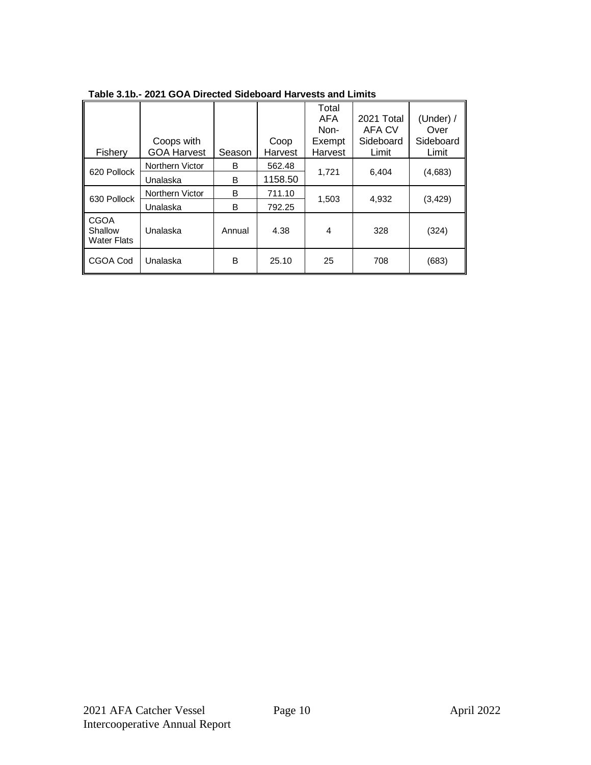**Table 3.1b.- 2021 GOA Directed Sideboard Harvests and Limits**

| Fishery | Coops with GOA Harvest | Season | Coop Harvest | Total AFA Non-Exempt Harvest | 2021 Total AFA CV Sideboard Limit | (Under) / Over Sideboard Limit |
|---|---|---|---|---|---|---|
| 620 Pollock | Northern Victor | B | 562.48 | 1,721 | 6,404 | (4,683) |
| | Unalaska | B | 1158.50 | | | |
| 630 Pollock | Northern Victor | B | 711.10 | 1,503 | 4,932 | (3,429) |
| | Unalaska | B | 792.25 | | | |
| CGOA Shallow Water Flats | Unalaska | Annual | 4.38 | 4 | 328 | (324) |
| CGOA Cod | Unalaska | B | 25.10 | 25 | 708 | (683) |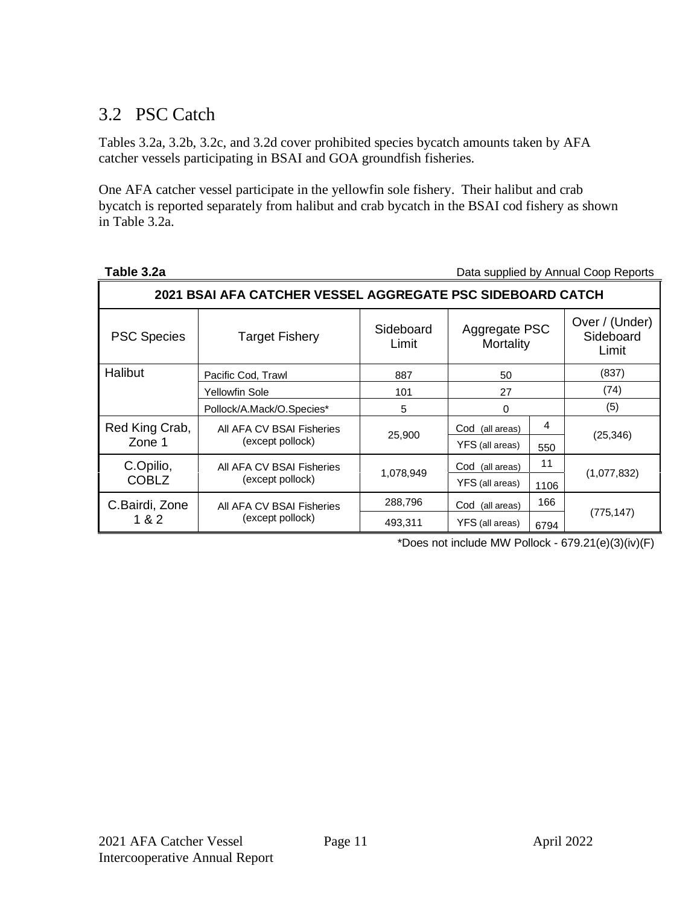## 3.2 PSC Catch

Tables 3.2a, 3.2b, 3.2c, and 3.2d cover prohibited species bycatch amounts taken by AFA catcher vessels participating in BSAI and GOA groundfish fisheries.

One AFA catcher vessel participate in the yellowfin sole fishery. Their halibut and crab bycatch is reported separately from halibut and crab bycatch in the BSAI cod fishery as shown in Table 3.2a.

**Table 3.2a** Data supplied by Annual Coop Reports

**2021 BSAI AFA CATCHER VESSEL AGGREGATE PSC SIDEBOARD CATCH**

| PSC Species | Target Fishery | Sideboard Limit | Aggregate PSC Mortality | | Over / (Under) Sideboard Limit |
|---|---|---|---|---|---|
| Halibut | Pacific Cod, Trawl | 887 | 50 | | (837) |
| | Yellowfin Sole | 101 | 27 | | (74) |
| | Pollock/A.Mack/O.Species* | 5 | 0 | | (5) |
| Red King Crab, Zone 1 | All AFA CV BSAI Fisheries (except pollock) | 25,900 | Cod (all areas) | 4 | (25,346) |
| | | | YFS (all areas) | 550 | |
| C.Opilio, COBLZ | All AFA CV BSAI Fisheries (except pollock) | 1,078,949 | Cod (all areas) | 11 | (1,077,832) |
| | | | YFS (all areas) | 1106 | |
| C.Bairdi, Zone 1 & 2 | All AFA CV BSAI Fisheries (except pollock) | 288,796 | Cod (all areas) | 166 | (775,147) |
| | | 493,311 | YFS (all areas) | 6794 | |

*Does not include MW Pollock - 679.21(e)(3)(iv)(F)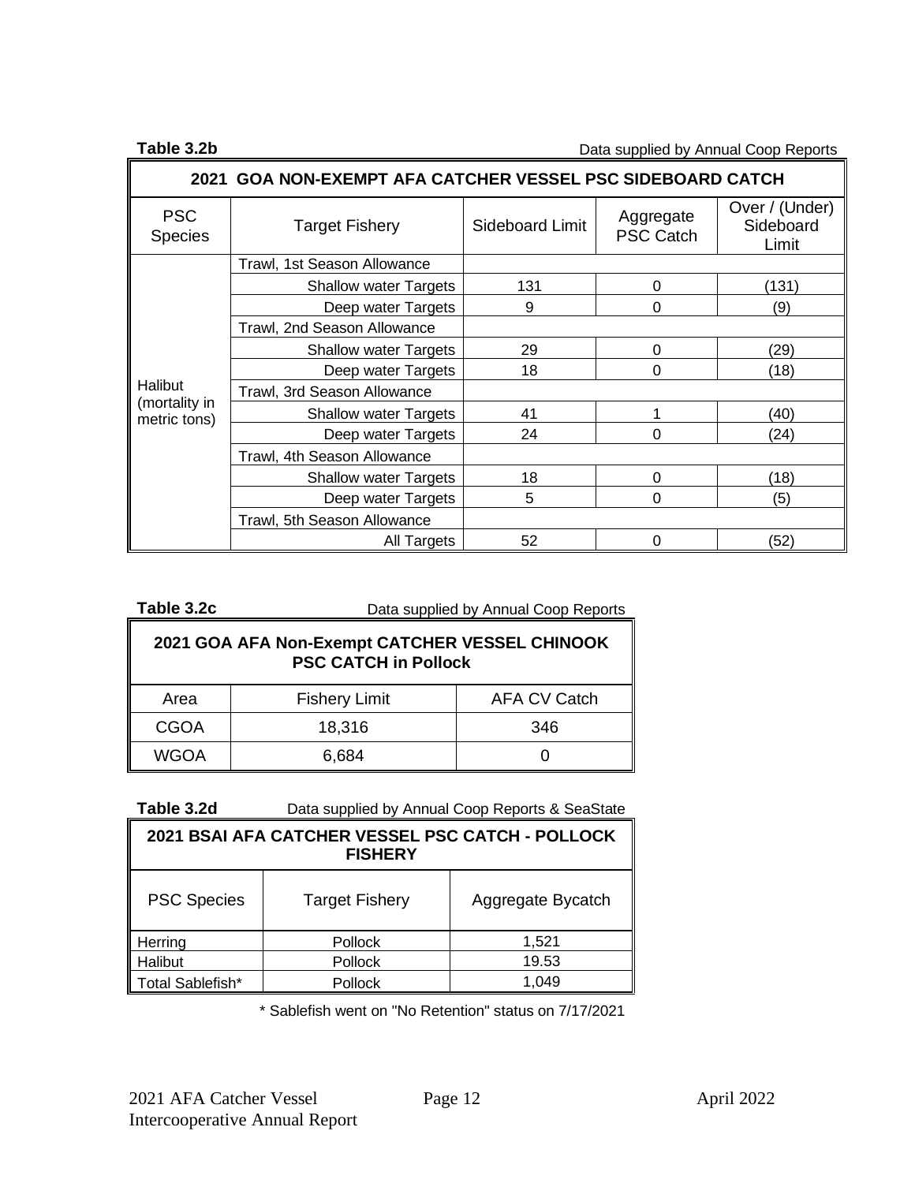**Table 3.2b** Data supplied by Annual Coop Reports

| 2021 GOA NON-EXEMPT AFA CATCHER VESSEL PSC SIDEBOARD CATCH | | | | |
|---|---|---|---|---|
| PSC Species | Target Fishery | Sideboard Limit | Aggregate PSC Catch | Over / (Under) Sideboard Limit |
| Halibut (mortality in metric tons) | Trawl, 1st Season Allowance | | | |
| | Shallow water Targets | 131 | 0 | (131) |
| | Deep water Targets | 9 | 0 | (9) |
| | Trawl, 2nd Season Allowance | | | |
| | Shallow water Targets | 29 | 0 | (29) |
| | Deep water Targets | 18 | 0 | (18) |
| | Trawl, 3rd Season Allowance | | | |
| | Shallow water Targets | 41 | 1 | (40) |
| | Deep water Targets | 24 | 0 | (24) |
| | Trawl, 4th Season Allowance | | | |
| | Shallow water Targets | 18 | 0 | (18) |
| | Deep water Targets | 5 | 0 | (5) |
| | Trawl, 5th Season Allowance | | | |
| | All Targets | 52 | 0 | (52) |

**Table 3.2c** Data supplied by Annual Coop Reports

| 2021 GOA AFA Non-Exempt CATCHER VESSEL CHINOOK PSC CATCH in Pollock | | |
|---|---|---|
| Area | Fishery Limit | AFA CV Catch |
| CGOA | 18,316 | 346 |
| WGOA | 6,684 | 0 |

**Table 3.2d** Data supplied by Annual Coop Reports & SeaState

| 2021 BSAI AFA CATCHER VESSEL PSC CATCH - POLLOCK FISHERY | | |
|---|---|---|
| PSC Species | Target Fishery | Aggregate Bycatch |
| Herring | Pollock | 1,521 |
| Halibut | Pollock | 19.53 |
| Total Sablefish* | Pollock | 1,049 |

\* Sablefish went on "No Retention" status on 7/17/2021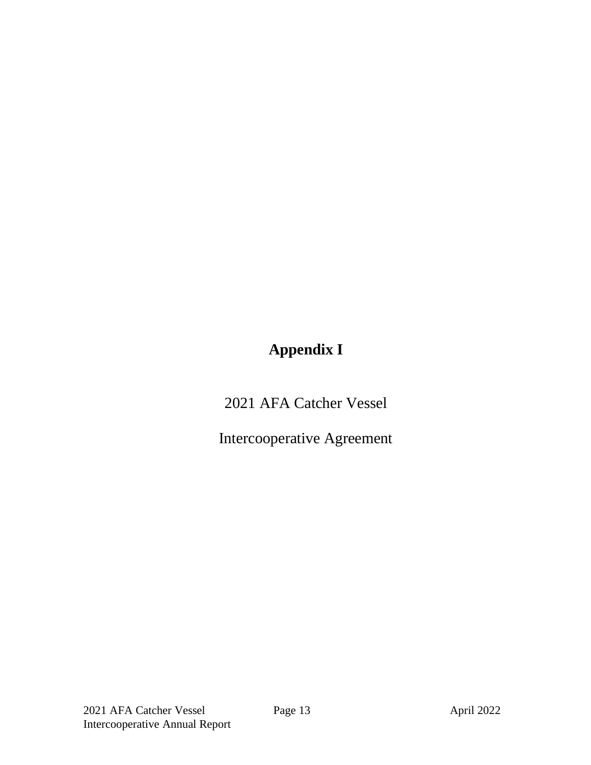# Appendix I

2021 AFA Catcher Vessel

Intercooperative Agreement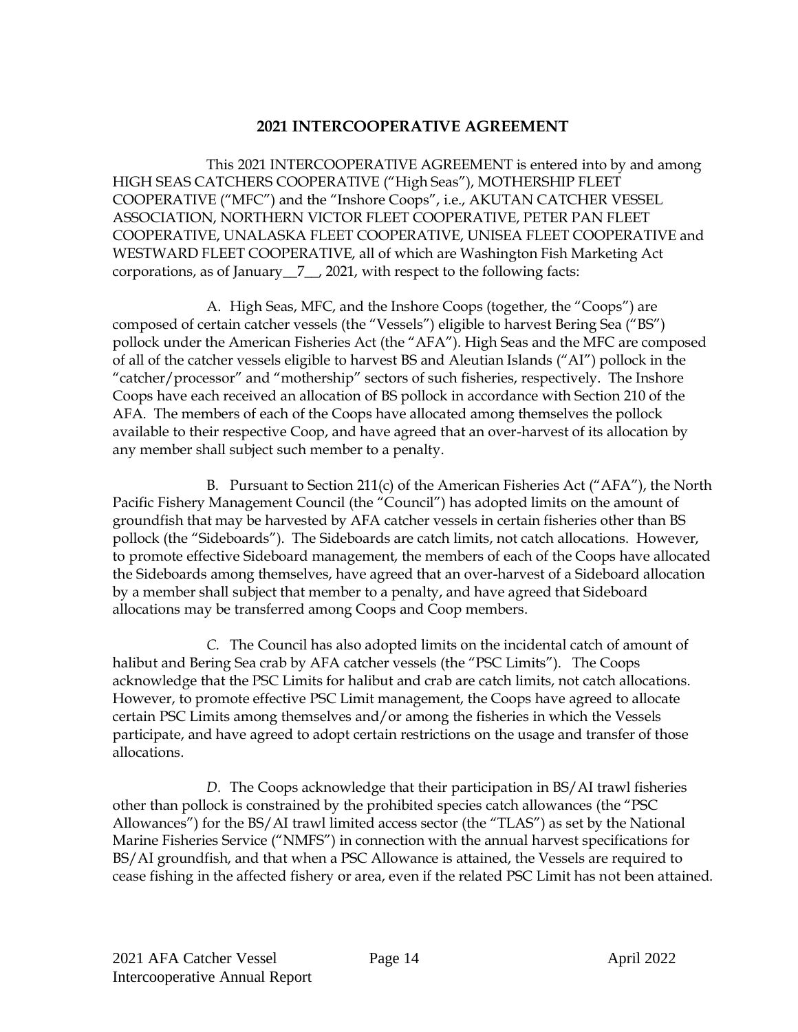## 2021 INTERCOOPERATIVE AGREEMENT

This 2021 INTERCOOPERATIVE AGREEMENT is entered into by and among HIGH SEAS CATCHERS COOPERATIVE ("High Seas"), MOTHERSHIP FLEET COOPERATIVE ("MFC") and the "Inshore Coops", i.e., AKUTAN CATCHER VESSEL ASSOCIATION, NORTHERN VICTOR FLEET COOPERATIVE, PETER PAN FLEET COOPERATIVE, UNALASKA FLEET COOPERATIVE, UNISEA FLEET COOPERATIVE and WESTWARD FLEET COOPERATIVE, all of which are Washington Fish Marketing Act corporations, as of January__7__, 2021, with respect to the following facts:

A. High Seas, MFC, and the Inshore Coops (together, the "Coops") are composed of certain catcher vessels (the "Vessels") eligible to harvest Bering Sea ("BS") pollock under the American Fisheries Act (the "AFA"). High Seas and the MFC are composed of all of the catcher vessels eligible to harvest BS and Aleutian Islands ("AI") pollock in the "catcher/processor" and "mothership" sectors of such fisheries, respectively. The Inshore Coops have each received an allocation of BS pollock in accordance with Section 210 of the AFA. The members of each of the Coops have allocated among themselves the pollock available to their respective Coop, and have agreed that an over-harvest of its allocation by any member shall subject such member to a penalty.

B. Pursuant to Section 211(c) of the American Fisheries Act ("AFA"), the North Pacific Fishery Management Council (the "Council") has adopted limits on the amount of groundfish that may be harvested by AFA catcher vessels in certain fisheries other than BS pollock (the "Sideboards"). The Sideboards are catch limits, not catch allocations. However, to promote effective Sideboard management, the members of each of the Coops have allocated the Sideboards among themselves, have agreed that an over-harvest of a Sideboard allocation by a member shall subject that member to a penalty, and have agreed that Sideboard allocations may be transferred among Coops and Coop members.

*C.* The Council has also adopted limits on the incidental catch of amount of halibut and Bering Sea crab by AFA catcher vessels (the "PSC Limits"). The Coops acknowledge that the PSC Limits for halibut and crab are catch limits, not catch allocations. However, to promote effective PSC Limit management, the Coops have agreed to allocate certain PSC Limits among themselves and/or among the fisheries in which the Vessels participate, and have agreed to adopt certain restrictions on the usage and transfer of those allocations.

*D.* The Coops acknowledge that their participation in BS/AI trawl fisheries other than pollock is constrained by the prohibited species catch allowances (the "PSC Allowances") for the BS/AI trawl limited access sector (the "TLAS") as set by the National Marine Fisheries Service ("NMFS") in connection with the annual harvest specifications for BS/AI groundfish, and that when a PSC Allowance is attained, the Vessels are required to cease fishing in the affected fishery or area, even if the related PSC Limit has not been attained.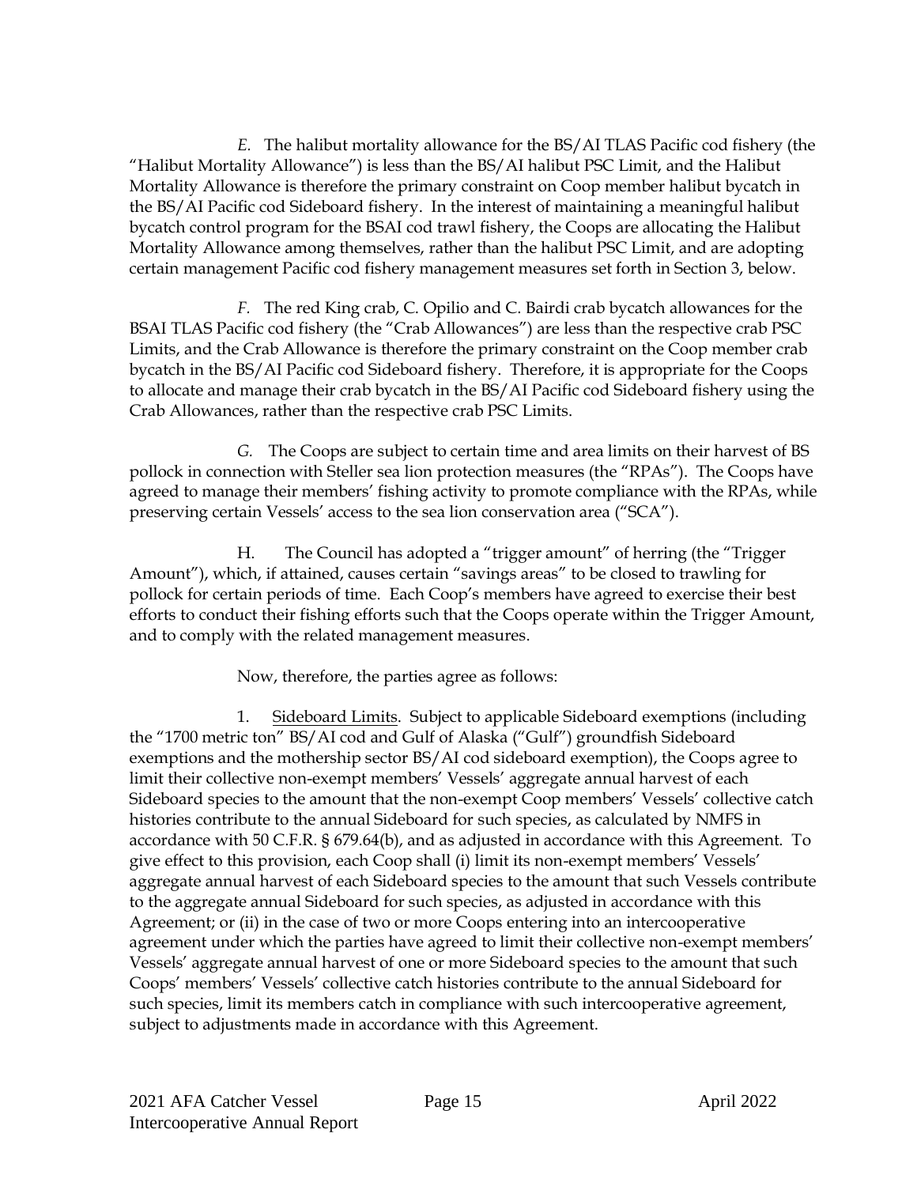*E.* The halibut mortality allowance for the BS/AI TLAS Pacific cod fishery (the "Halibut Mortality Allowance") is less than the BS/AI halibut PSC Limit, and the Halibut Mortality Allowance is therefore the primary constraint on Coop member halibut bycatch in the BS/AI Pacific cod Sideboard fishery. In the interest of maintaining a meaningful halibut bycatch control program for the BSAI cod trawl fishery, the Coops are allocating the Halibut Mortality Allowance among themselves, rather than the halibut PSC Limit, and are adopting certain management Pacific cod fishery management measures set forth in Section 3, below.

*F.* The red King crab, C. Opilio and C. Bairdi crab bycatch allowances for the BSAI TLAS Pacific cod fishery (the "Crab Allowances") are less than the respective crab PSC Limits, and the Crab Allowance is therefore the primary constraint on the Coop member crab bycatch in the BS/AI Pacific cod Sideboard fishery. Therefore, it is appropriate for the Coops to allocate and manage their crab bycatch in the BS/AI Pacific cod Sideboard fishery using the Crab Allowances, rather than the respective crab PSC Limits.

*G.* The Coops are subject to certain time and area limits on their harvest of BS pollock in connection with Steller sea lion protection measures (the "RPAs"). The Coops have agreed to manage their members' fishing activity to promote compliance with the RPAs, while preserving certain Vessels' access to the sea lion conservation area ("SCA").

H. The Council has adopted a "trigger amount" of herring (the "Trigger Amount"), which, if attained, causes certain "savings areas" to be closed to trawling for pollock for certain periods of time. Each Coop's members have agreed to exercise their best efforts to conduct their fishing efforts such that the Coops operate within the Trigger Amount, and to comply with the related management measures.

Now, therefore, the parties agree as follows:

1. <u>Sideboard Limits</u>. Subject to applicable Sideboard exemptions (including the "1700 metric ton" BS/AI cod and Gulf of Alaska ("Gulf") groundfish Sideboard exemptions and the mothership sector BS/AI cod sideboard exemption), the Coops agree to limit their collective non-exempt members' Vessels' aggregate annual harvest of each Sideboard species to the amount that the non-exempt Coop members' Vessels' collective catch histories contribute to the annual Sideboard for such species, as calculated by NMFS in accordance with 50 C.F.R. § 679.64(b), and as adjusted in accordance with this Agreement. To give effect to this provision, each Coop shall (i) limit its non-exempt members' Vessels' aggregate annual harvest of each Sideboard species to the amount that such Vessels contribute to the aggregate annual Sideboard for such species, as adjusted in accordance with this Agreement; or (ii) in the case of two or more Coops entering into an intercooperative agreement under which the parties have agreed to limit their collective non-exempt members' Vessels' aggregate annual harvest of one or more Sideboard species to the amount that such Coops' members' Vessels' collective catch histories contribute to the annual Sideboard for such species, limit its members catch in compliance with such intercooperative agreement, subject to adjustments made in accordance with this Agreement.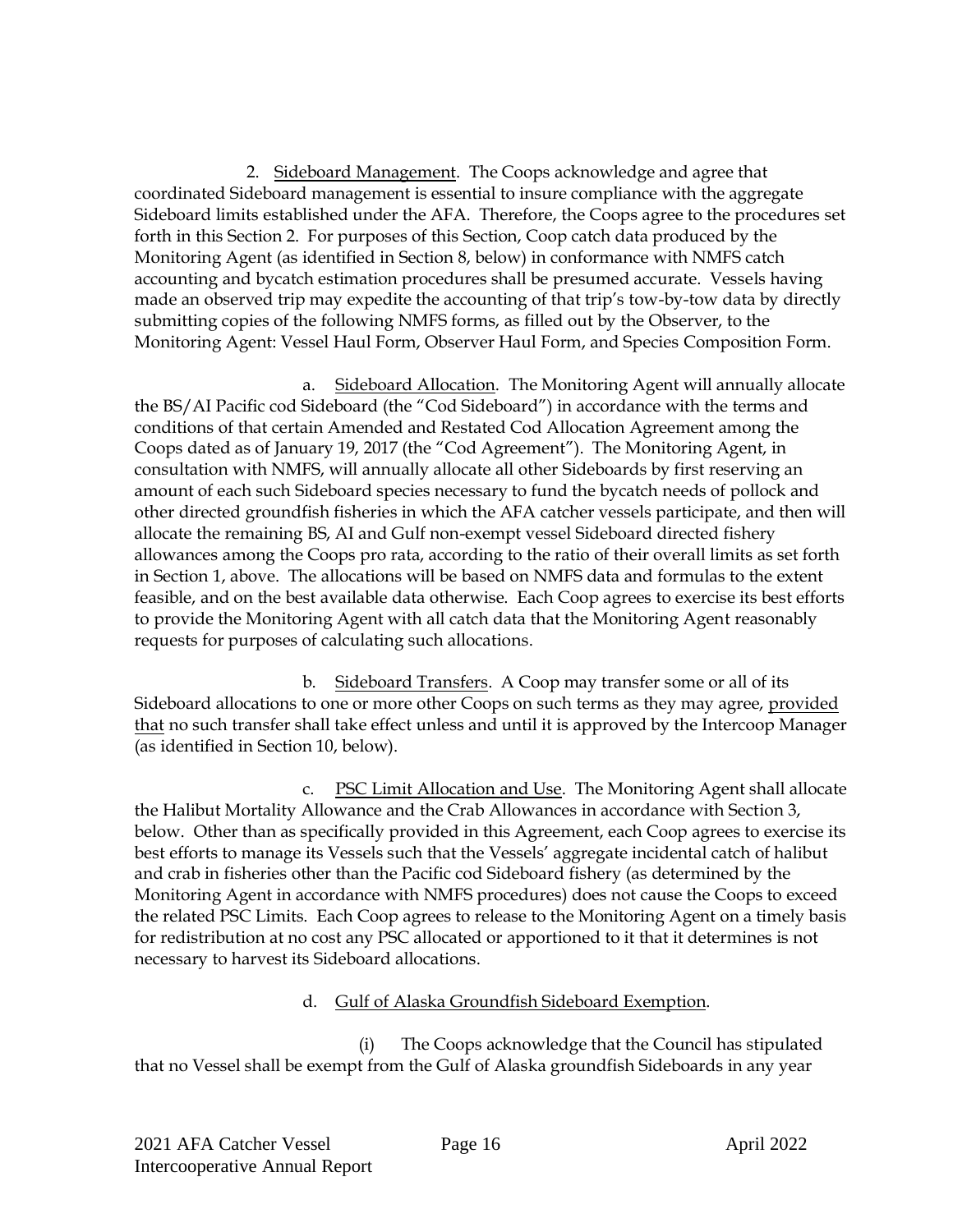2. Sideboard Management. The Coops acknowledge and agree that coordinated Sideboard management is essential to insure compliance with the aggregate Sideboard limits established under the AFA. Therefore, the Coops agree to the procedures set forth in this Section 2. For purposes of this Section, Coop catch data produced by the Monitoring Agent (as identified in Section 8, below) in conformance with NMFS catch accounting and bycatch estimation procedures shall be presumed accurate. Vessels having made an observed trip may expedite the accounting of that trip's tow-by-tow data by directly submitting copies of the following NMFS forms, as filled out by the Observer, to the Monitoring Agent: Vessel Haul Form, Observer Haul Form, and Species Composition Form.

a. Sideboard Allocation. The Monitoring Agent will annually allocate the BS/AI Pacific cod Sideboard (the "Cod Sideboard") in accordance with the terms and conditions of that certain Amended and Restated Cod Allocation Agreement among the Coops dated as of January 19, 2017 (the "Cod Agreement"). The Monitoring Agent, in consultation with NMFS, will annually allocate all other Sideboards by first reserving an amount of each such Sideboard species necessary to fund the bycatch needs of pollock and other directed groundfish fisheries in which the AFA catcher vessels participate, and then will allocate the remaining BS, AI and Gulf non-exempt vessel Sideboard directed fishery allowances among the Coops pro rata, according to the ratio of their overall limits as set forth in Section 1, above. The allocations will be based on NMFS data and formulas to the extent feasible, and on the best available data otherwise. Each Coop agrees to exercise its best efforts to provide the Monitoring Agent with all catch data that the Monitoring Agent reasonably requests for purposes of calculating such allocations.

b. Sideboard Transfers. A Coop may transfer some or all of its Sideboard allocations to one or more other Coops on such terms as they may agree, provided that no such transfer shall take effect unless and until it is approved by the Intercoop Manager (as identified in Section 10, below).

c. PSC Limit Allocation and Use. The Monitoring Agent shall allocate the Halibut Mortality Allowance and the Crab Allowances in accordance with Section 3, below. Other than as specifically provided in this Agreement, each Coop agrees to exercise its best efforts to manage its Vessels such that the Vessels' aggregate incidental catch of halibut and crab in fisheries other than the Pacific cod Sideboard fishery (as determined by the Monitoring Agent in accordance with NMFS procedures) does not cause the Coops to exceed the related PSC Limits. Each Coop agrees to release to the Monitoring Agent on a timely basis for redistribution at no cost any PSC allocated or apportioned to it that it determines is not necessary to harvest its Sideboard allocations.

d. Gulf of Alaska Groundfish Sideboard Exemption.

(i) The Coops acknowledge that the Council has stipulated that no Vessel shall be exempt from the Gulf of Alaska groundfish Sideboards in any year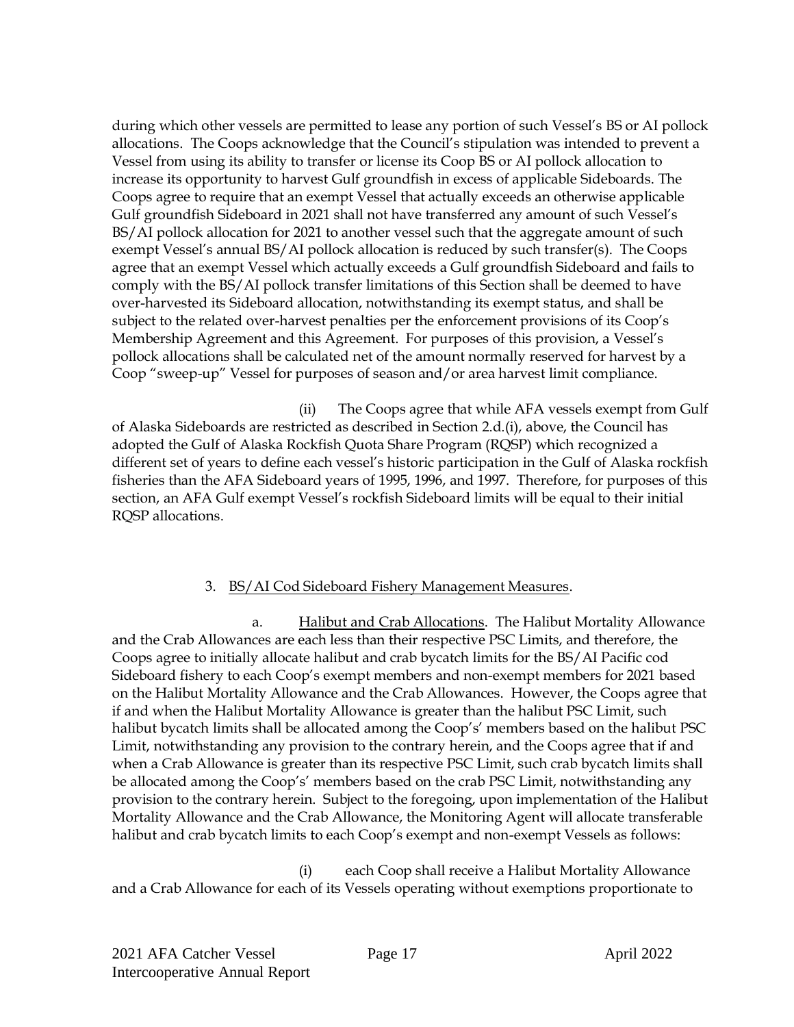during which other vessels are permitted to lease any portion of such Vessel's BS or AI pollock allocations. The Coops acknowledge that the Council's stipulation was intended to prevent a Vessel from using its ability to transfer or license its Coop BS or AI pollock allocation to increase its opportunity to harvest Gulf groundfish in excess of applicable Sideboards. The Coops agree to require that an exempt Vessel that actually exceeds an otherwise applicable Gulf groundfish Sideboard in 2021 shall not have transferred any amount of such Vessel's BS/AI pollock allocation for 2021 to another vessel such that the aggregate amount of such exempt Vessel's annual BS/AI pollock allocation is reduced by such transfer(s). The Coops agree that an exempt Vessel which actually exceeds a Gulf groundfish Sideboard and fails to comply with the BS/AI pollock transfer limitations of this Section shall be deemed to have over-harvested its Sideboard allocation, notwithstanding its exempt status, and shall be subject to the related over-harvest penalties per the enforcement provisions of its Coop's Membership Agreement and this Agreement. For purposes of this provision, a Vessel's pollock allocations shall be calculated net of the amount normally reserved for harvest by a Coop "sweep-up" Vessel for purposes of season and/or area harvest limit compliance.

(ii) The Coops agree that while AFA vessels exempt from Gulf of Alaska Sideboards are restricted as described in Section 2.d.(i), above, the Council has adopted the Gulf of Alaska Rockfish Quota Share Program (RQSP) which recognized a different set of years to define each vessel's historic participation in the Gulf of Alaska rockfish fisheries than the AFA Sideboard years of 1995, 1996, and 1997. Therefore, for purposes of this section, an AFA Gulf exempt Vessel's rockfish Sideboard limits will be equal to their initial RQSP allocations.

3. <u>BS/AI Cod Sideboard Fishery Management Measures</u>.

a. <u>Halibut and Crab Allocations</u>. The Halibut Mortality Allowance and the Crab Allowances are each less than their respective PSC Limits, and therefore, the Coops agree to initially allocate halibut and crab bycatch limits for the BS/AI Pacific cod Sideboard fishery to each Coop's exempt members and non-exempt members for 2021 based on the Halibut Mortality Allowance and the Crab Allowances. However, the Coops agree that if and when the Halibut Mortality Allowance is greater than the halibut PSC Limit, such halibut bycatch limits shall be allocated among the Coop's' members based on the halibut PSC Limit, notwithstanding any provision to the contrary herein, and the Coops agree that if and when a Crab Allowance is greater than its respective PSC Limit, such crab bycatch limits shall be allocated among the Coop's' members based on the crab PSC Limit, notwithstanding any provision to the contrary herein. Subject to the foregoing, upon implementation of the Halibut Mortality Allowance and the Crab Allowance, the Monitoring Agent will allocate transferable halibut and crab bycatch limits to each Coop's exempt and non-exempt Vessels as follows:

(i) each Coop shall receive a Halibut Mortality Allowance and a Crab Allowance for each of its Vessels operating without exemptions proportionate to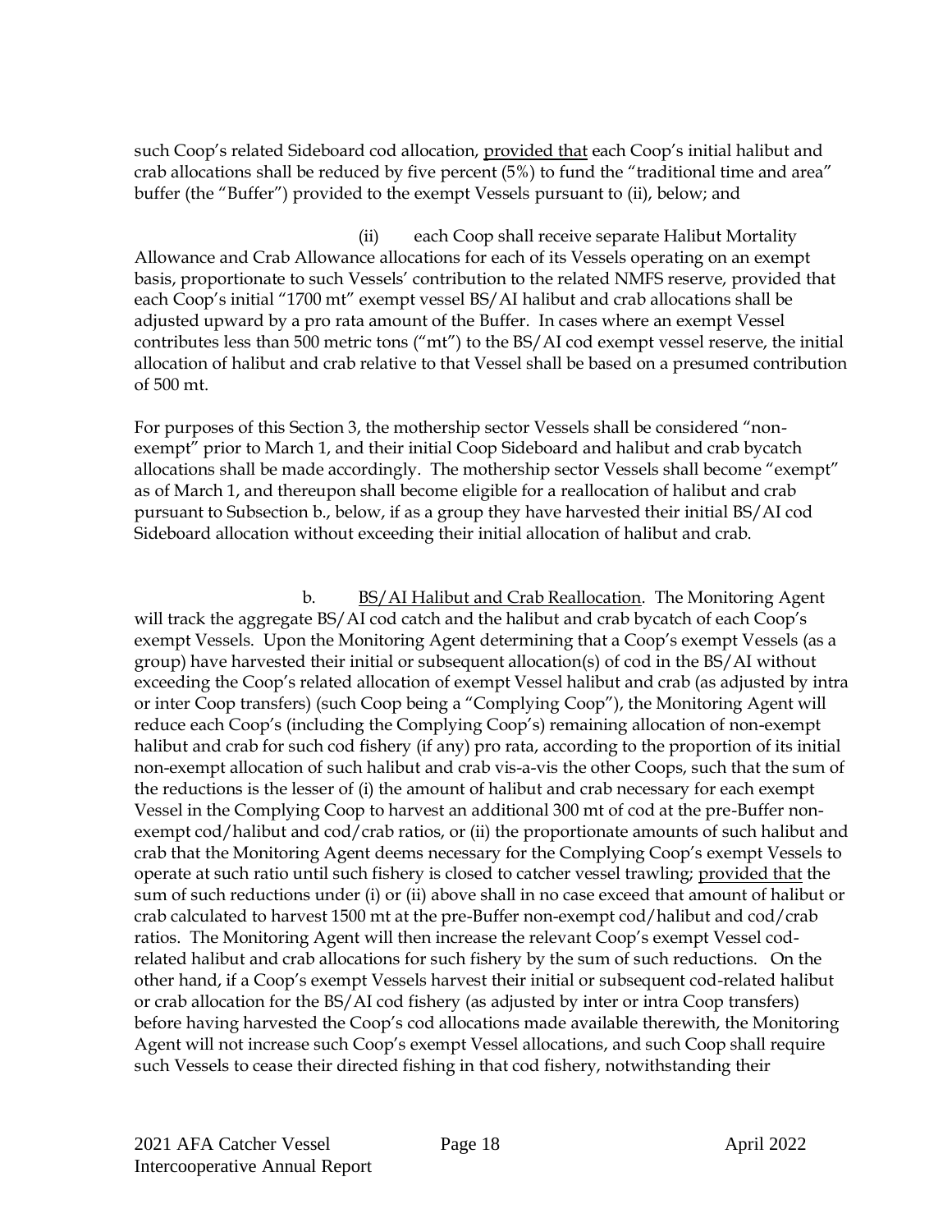such Coop's related Sideboard cod allocation, provided that each Coop's initial halibut and crab allocations shall be reduced by five percent (5%) to fund the "traditional time and area" buffer (the "Buffer") provided to the exempt Vessels pursuant to (ii), below; and

(ii) each Coop shall receive separate Halibut Mortality Allowance and Crab Allowance allocations for each of its Vessels operating on an exempt basis, proportionate to such Vessels' contribution to the related NMFS reserve, provided that each Coop's initial "1700 mt" exempt vessel BS/AI halibut and crab allocations shall be adjusted upward by a pro rata amount of the Buffer. In cases where an exempt Vessel contributes less than 500 metric tons ("mt") to the BS/AI cod exempt vessel reserve, the initial allocation of halibut and crab relative to that Vessel shall be based on a presumed contribution of 500 mt.

For purposes of this Section 3, the mothership sector Vessels shall be considered "non-exempt" prior to March 1, and their initial Coop Sideboard and halibut and crab bycatch allocations shall be made accordingly. The mothership sector Vessels shall become "exempt" as of March 1, and thereupon shall become eligible for a reallocation of halibut and crab pursuant to Subsection b., below, if as a group they have harvested their initial BS/AI cod Sideboard allocation without exceeding their initial allocation of halibut and crab.

b. BS/AI Halibut and Crab Reallocation. The Monitoring Agent will track the aggregate BS/AI cod catch and the halibut and crab bycatch of each Coop's exempt Vessels. Upon the Monitoring Agent determining that a Coop's exempt Vessels (as a group) have harvested their initial or subsequent allocation(s) of cod in the BS/AI without exceeding the Coop's related allocation of exempt Vessel halibut and crab (as adjusted by intra or inter Coop transfers) (such Coop being a "Complying Coop"), the Monitoring Agent will reduce each Coop's (including the Complying Coop's) remaining allocation of non-exempt halibut and crab for such cod fishery (if any) pro rata, according to the proportion of its initial non-exempt allocation of such halibut and crab vis-a-vis the other Coops, such that the sum of the reductions is the lesser of (i) the amount of halibut and crab necessary for each exempt Vessel in the Complying Coop to harvest an additional 300 mt of cod at the pre-Buffer non-exempt cod/halibut and cod/crab ratios, or (ii) the proportionate amounts of such halibut and crab that the Monitoring Agent deems necessary for the Complying Coop's exempt Vessels to operate at such ratio until such fishery is closed to catcher vessel trawling; provided that the sum of such reductions under (i) or (ii) above shall in no case exceed that amount of halibut or crab calculated to harvest 1500 mt at the pre-Buffer non-exempt cod/halibut and cod/crab ratios. The Monitoring Agent will then increase the relevant Coop's exempt Vessel cod-related halibut and crab allocations for such fishery by the sum of such reductions. On the other hand, if a Coop's exempt Vessels harvest their initial or subsequent cod-related halibut or crab allocation for the BS/AI cod fishery (as adjusted by inter or intra Coop transfers) before having harvested the Coop's cod allocations made available therewith, the Monitoring Agent will not increase such Coop's exempt Vessel allocations, and such Coop shall require such Vessels to cease their directed fishing in that cod fishery, notwithstanding their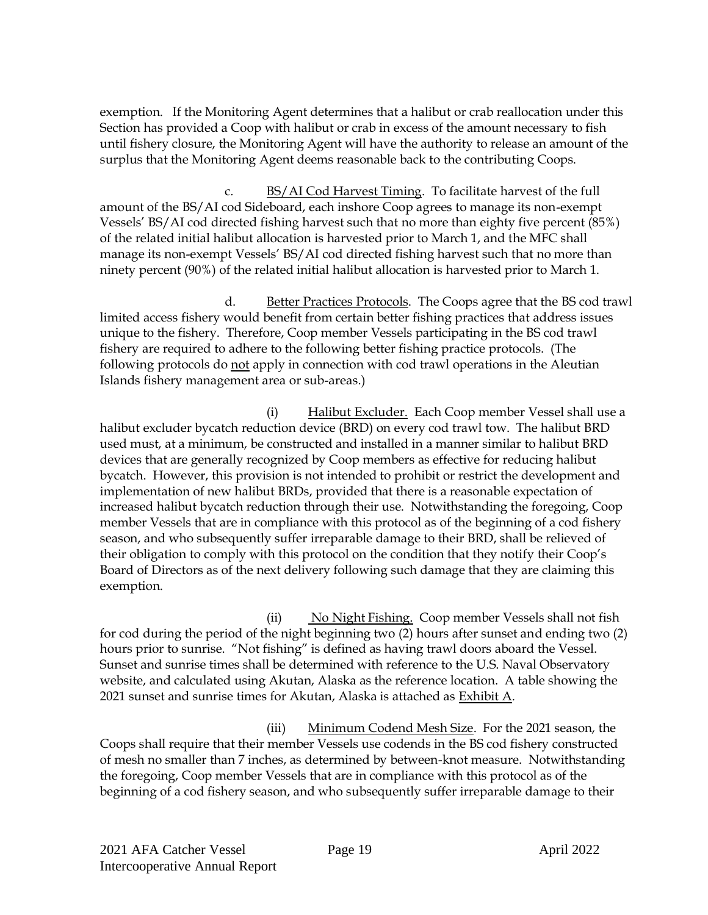exemption. If the Monitoring Agent determines that a halibut or crab reallocation under this Section has provided a Coop with halibut or crab in excess of the amount necessary to fish until fishery closure, the Monitoring Agent will have the authority to release an amount of the surplus that the Monitoring Agent deems reasonable back to the contributing Coops.

c. <u>BS/AI Cod Harvest Timing</u>. To facilitate harvest of the full amount of the BS/AI cod Sideboard, each inshore Coop agrees to manage its non-exempt Vessels' BS/AI cod directed fishing harvest such that no more than eighty five percent (85%) of the related initial halibut allocation is harvested prior to March 1, and the MFC shall manage its non-exempt Vessels' BS/AI cod directed fishing harvest such that no more than ninety percent (90%) of the related initial halibut allocation is harvested prior to March 1.

d. <u>Better Practices Protocols</u>. The Coops agree that the BS cod trawl limited access fishery would benefit from certain better fishing practices that address issues unique to the fishery. Therefore, Coop member Vessels participating in the BS cod trawl fishery are required to adhere to the following better fishing practice protocols. (The following protocols do <u>not</u> apply in connection with cod trawl operations in the Aleutian Islands fishery management area or sub-areas.)

(i) <u>Halibut Excluder.</u> Each Coop member Vessel shall use a halibut excluder bycatch reduction device (BRD) on every cod trawl tow. The halibut BRD used must, at a minimum, be constructed and installed in a manner similar to halibut BRD devices that are generally recognized by Coop members as effective for reducing halibut bycatch. However, this provision is not intended to prohibit or restrict the development and implementation of new halibut BRDs, provided that there is a reasonable expectation of increased halibut bycatch reduction through their use. Notwithstanding the foregoing, Coop member Vessels that are in compliance with this protocol as of the beginning of a cod fishery season, and who subsequently suffer irreparable damage to their BRD, shall be relieved of their obligation to comply with this protocol on the condition that they notify their Coop's Board of Directors as of the next delivery following such damage that they are claiming this exemption.

(ii) <u>No Night Fishing.</u> Coop member Vessels shall not fish for cod during the period of the night beginning two (2) hours after sunset and ending two (2) hours prior to sunrise. "Not fishing" is defined as having trawl doors aboard the Vessel. Sunset and sunrise times shall be determined with reference to the U.S. Naval Observatory website, and calculated using Akutan, Alaska as the reference location. A table showing the 2021 sunset and sunrise times for Akutan, Alaska is attached as <u>Exhibit A</u>.

(iii) <u>Minimum Codend Mesh Size</u>. For the 2021 season, the Coops shall require that their member Vessels use codends in the BS cod fishery constructed of mesh no smaller than 7 inches, as determined by between-knot measure. Notwithstanding the foregoing, Coop member Vessels that are in compliance with this protocol as of the beginning of a cod fishery season, and who subsequently suffer irreparable damage to their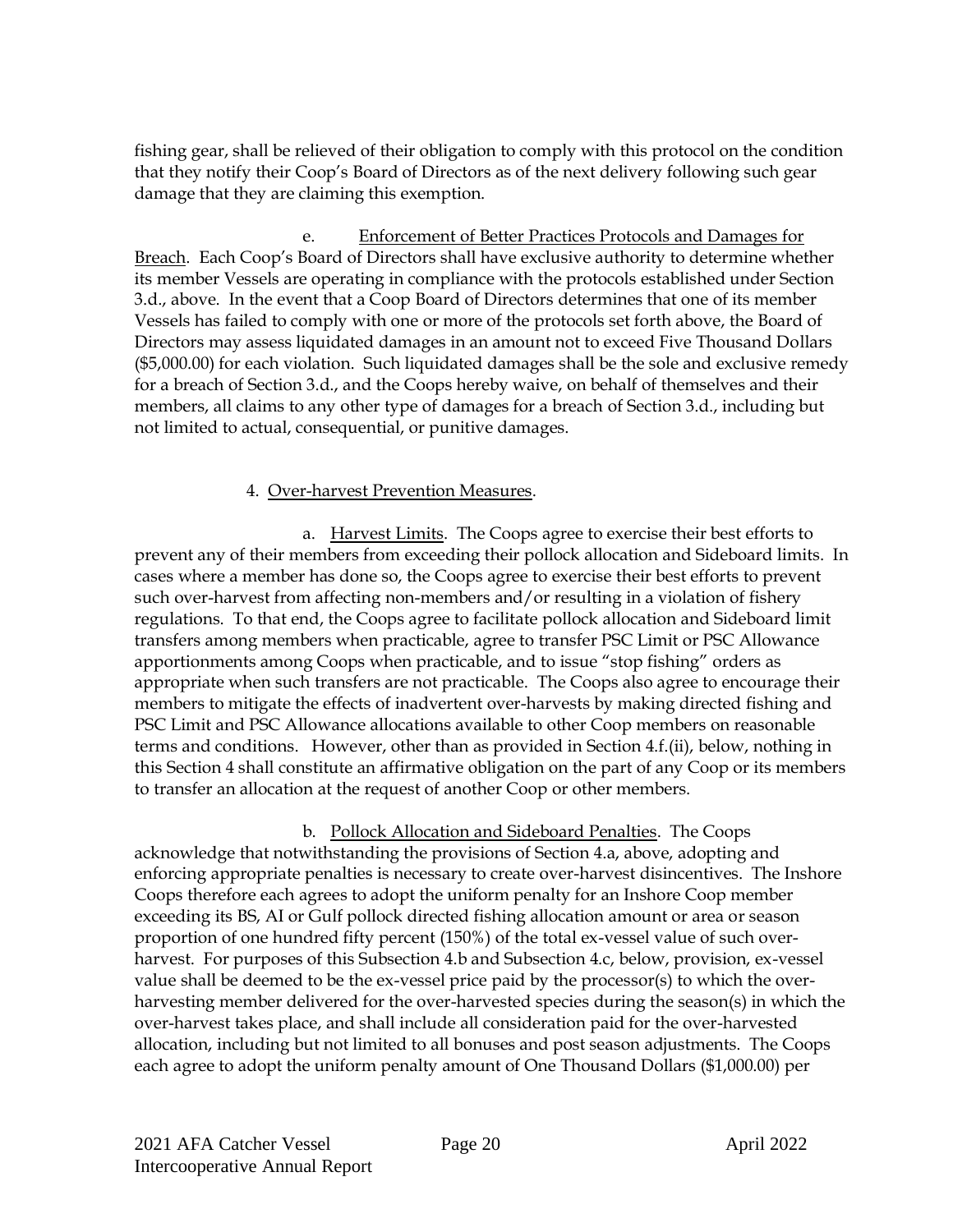fishing gear, shall be relieved of their obligation to comply with this protocol on the condition that they notify their Coop's Board of Directors as of the next delivery following such gear damage that they are claiming this exemption.

e. Enforcement of Better Practices Protocols and Damages for Breach. Each Coop's Board of Directors shall have exclusive authority to determine whether its member Vessels are operating in compliance with the protocols established under Section 3.d., above. In the event that a Coop Board of Directors determines that one of its member Vessels has failed to comply with one or more of the protocols set forth above, the Board of Directors may assess liquidated damages in an amount not to exceed Five Thousand Dollars ($5,000.00) for each violation. Such liquidated damages shall be the sole and exclusive remedy for a breach of Section 3.d., and the Coops hereby waive, on behalf of themselves and their members, all claims to any other type of damages for a breach of Section 3.d., including but not limited to actual, consequential, or punitive damages.

4. Over-harvest Prevention Measures.

a. Harvest Limits. The Coops agree to exercise their best efforts to prevent any of their members from exceeding their pollock allocation and Sideboard limits. In cases where a member has done so, the Coops agree to exercise their best efforts to prevent such over-harvest from affecting non-members and/or resulting in a violation of fishery regulations. To that end, the Coops agree to facilitate pollock allocation and Sideboard limit transfers among members when practicable, agree to transfer PSC Limit or PSC Allowance apportionments among Coops when practicable, and to issue "stop fishing" orders as appropriate when such transfers are not practicable. The Coops also agree to encourage their members to mitigate the effects of inadvertent over-harvests by making directed fishing and PSC Limit and PSC Allowance allocations available to other Coop members on reasonable terms and conditions. However, other than as provided in Section 4.f.(ii), below, nothing in this Section 4 shall constitute an affirmative obligation on the part of any Coop or its members to transfer an allocation at the request of another Coop or other members.

b. Pollock Allocation and Sideboard Penalties. The Coops acknowledge that notwithstanding the provisions of Section 4.a, above, adopting and enforcing appropriate penalties is necessary to create over-harvest disincentives. The Inshore Coops therefore each agrees to adopt the uniform penalty for an Inshore Coop member exceeding its BS, AI or Gulf pollock directed fishing allocation amount or area or season proportion of one hundred fifty percent (150%) of the total ex-vessel value of such over-harvest. For purposes of this Subsection 4.b and Subsection 4.c, below, provision, ex-vessel value shall be deemed to be the ex-vessel price paid by the processor(s) to which the over-harvesting member delivered for the over-harvested species during the season(s) in which the over-harvest takes place, and shall include all consideration paid for the over-harvested allocation, including but not limited to all bonuses and post season adjustments. The Coops each agree to adopt the uniform penalty amount of One Thousand Dollars ($1,000.00) per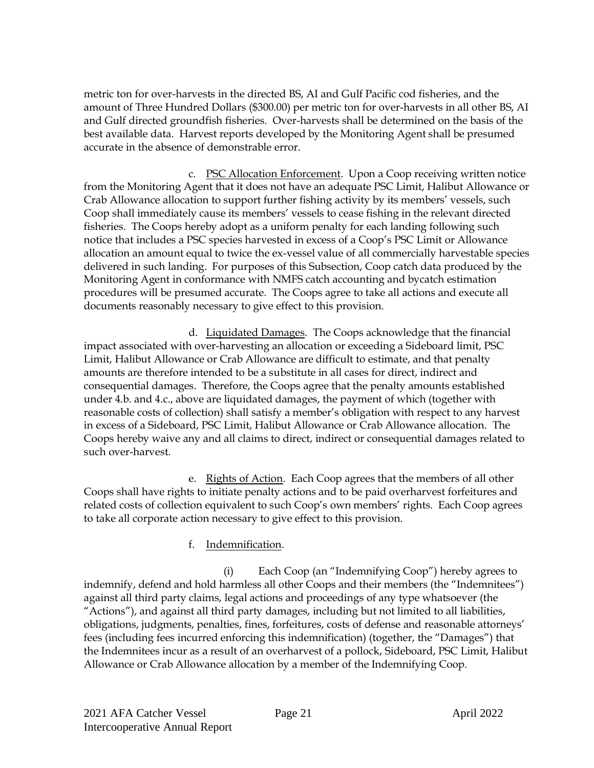metric ton for over-harvests in the directed BS, AI and Gulf Pacific cod fisheries, and the amount of Three Hundred Dollars ($300.00) per metric ton for over-harvests in all other BS, AI and Gulf directed groundfish fisheries. Over-harvests shall be determined on the basis of the best available data. Harvest reports developed by the Monitoring Agent shall be presumed accurate in the absence of demonstrable error.

c. PSC Allocation Enforcement. Upon a Coop receiving written notice from the Monitoring Agent that it does not have an adequate PSC Limit, Halibut Allowance or Crab Allowance allocation to support further fishing activity by its members' vessels, such Coop shall immediately cause its members' vessels to cease fishing in the relevant directed fisheries. The Coops hereby adopt as a uniform penalty for each landing following such notice that includes a PSC species harvested in excess of a Coop's PSC Limit or Allowance allocation an amount equal to twice the ex-vessel value of all commercially harvestable species delivered in such landing. For purposes of this Subsection, Coop catch data produced by the Monitoring Agent in conformance with NMFS catch accounting and bycatch estimation procedures will be presumed accurate. The Coops agree to take all actions and execute all documents reasonably necessary to give effect to this provision.

d. Liquidated Damages. The Coops acknowledge that the financial impact associated with over-harvesting an allocation or exceeding a Sideboard limit, PSC Limit, Halibut Allowance or Crab Allowance are difficult to estimate, and that penalty amounts are therefore intended to be a substitute in all cases for direct, indirect and consequential damages. Therefore, the Coops agree that the penalty amounts established under 4.b. and 4.c., above are liquidated damages, the payment of which (together with reasonable costs of collection) shall satisfy a member's obligation with respect to any harvest in excess of a Sideboard, PSC Limit, Halibut Allowance or Crab Allowance allocation. The Coops hereby waive any and all claims to direct, indirect or consequential damages related to such over-harvest.

e. Rights of Action. Each Coop agrees that the members of all other Coops shall have rights to initiate penalty actions and to be paid overharvest forfeitures and related costs of collection equivalent to such Coop's own members' rights. Each Coop agrees to take all corporate action necessary to give effect to this provision.

f. Indemnification.

(i) Each Coop (an "Indemnifying Coop") hereby agrees to indemnify, defend and hold harmless all other Coops and their members (the "Indemnitees") against all third party claims, legal actions and proceedings of any type whatsoever (the "Actions"), and against all third party damages, including but not limited to all liabilities, obligations, judgments, penalties, fines, forfeitures, costs of defense and reasonable attorneys' fees (including fees incurred enforcing this indemnification) (together, the "Damages") that the Indemnitees incur as a result of an overharvest of a pollock, Sideboard, PSC Limit, Halibut Allowance or Crab Allowance allocation by a member of the Indemnifying Coop.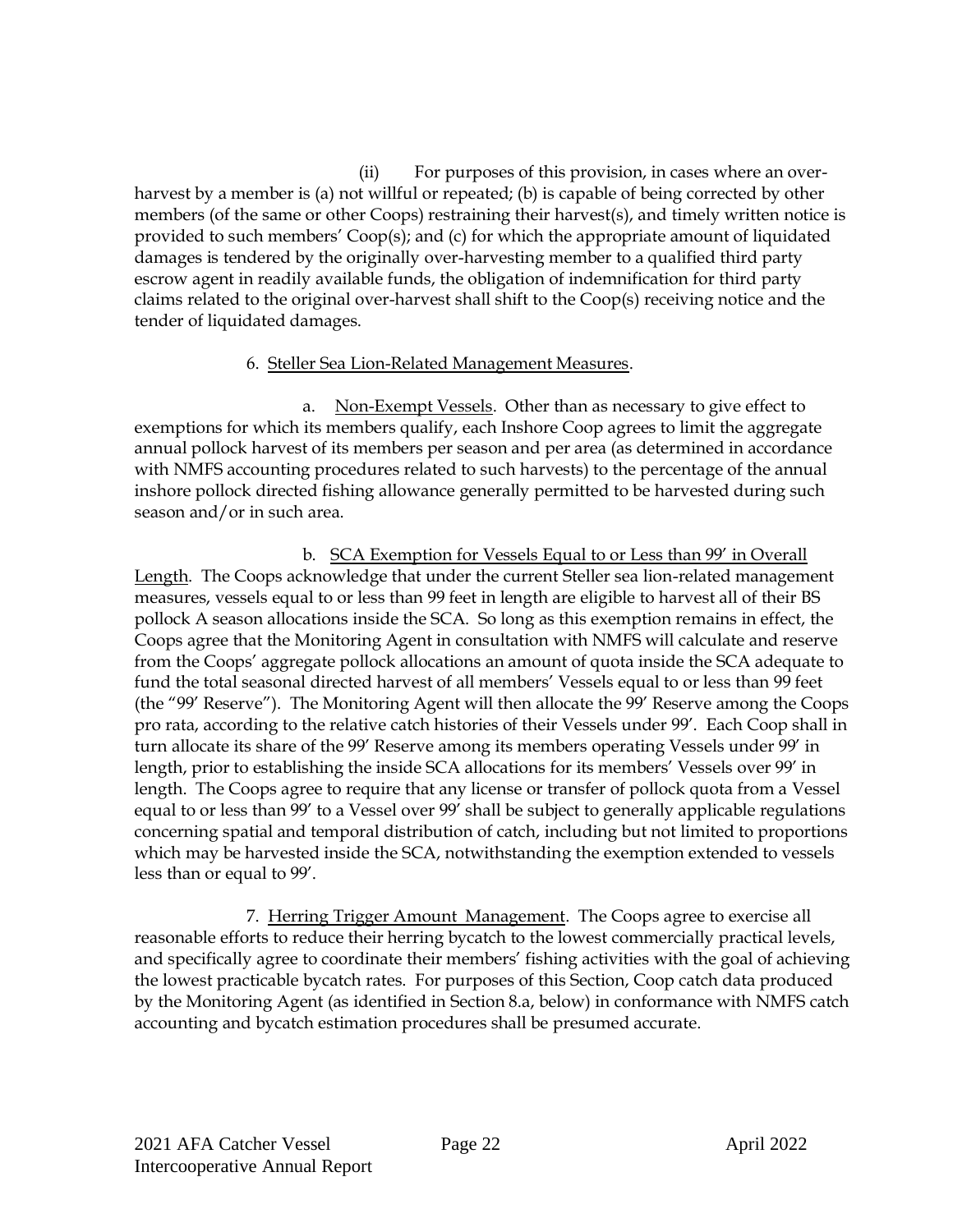(ii) For purposes of this provision, in cases where an over-harvest by a member is (a) not willful or repeated; (b) is capable of being corrected by other members (of the same or other Coops) restraining their harvest(s), and timely written notice is provided to such members' Coop(s); and (c) for which the appropriate amount of liquidated damages is tendered by the originally over-harvesting member to a qualified third party escrow agent in readily available funds, the obligation of indemnification for third party claims related to the original over-harvest shall shift to the Coop(s) receiving notice and the tender of liquidated damages.

6. Steller Sea Lion-Related Management Measures.

a. Non-Exempt Vessels. Other than as necessary to give effect to exemptions for which its members qualify, each Inshore Coop agrees to limit the aggregate annual pollock harvest of its members per season and per area (as determined in accordance with NMFS accounting procedures related to such harvests) to the percentage of the annual inshore pollock directed fishing allowance generally permitted to be harvested during such season and/or in such area.

b. SCA Exemption for Vessels Equal to or Less than 99' in Overall Length. The Coops acknowledge that under the current Steller sea lion-related management measures, vessels equal to or less than 99 feet in length are eligible to harvest all of their BS pollock A season allocations inside the SCA. So long as this exemption remains in effect, the Coops agree that the Monitoring Agent in consultation with NMFS will calculate and reserve from the Coops' aggregate pollock allocations an amount of quota inside the SCA adequate to fund the total seasonal directed harvest of all members' Vessels equal to or less than 99 feet (the "99' Reserve"). The Monitoring Agent will then allocate the 99' Reserve among the Coops pro rata, according to the relative catch histories of their Vessels under 99'. Each Coop shall in turn allocate its share of the 99' Reserve among its members operating Vessels under 99' in length, prior to establishing the inside SCA allocations for its members' Vessels over 99' in length. The Coops agree to require that any license or transfer of pollock quota from a Vessel equal to or less than 99' to a Vessel over 99' shall be subject to generally applicable regulations concerning spatial and temporal distribution of catch, including but not limited to proportions which may be harvested inside the SCA, notwithstanding the exemption extended to vessels less than or equal to 99'.

7. Herring Trigger Amount Management. The Coops agree to exercise all reasonable efforts to reduce their herring bycatch to the lowest commercially practical levels, and specifically agree to coordinate their members' fishing activities with the goal of achieving the lowest practicable bycatch rates. For purposes of this Section, Coop catch data produced by the Monitoring Agent (as identified in Section 8.a, below) in conformance with NMFS catch accounting and bycatch estimation procedures shall be presumed accurate.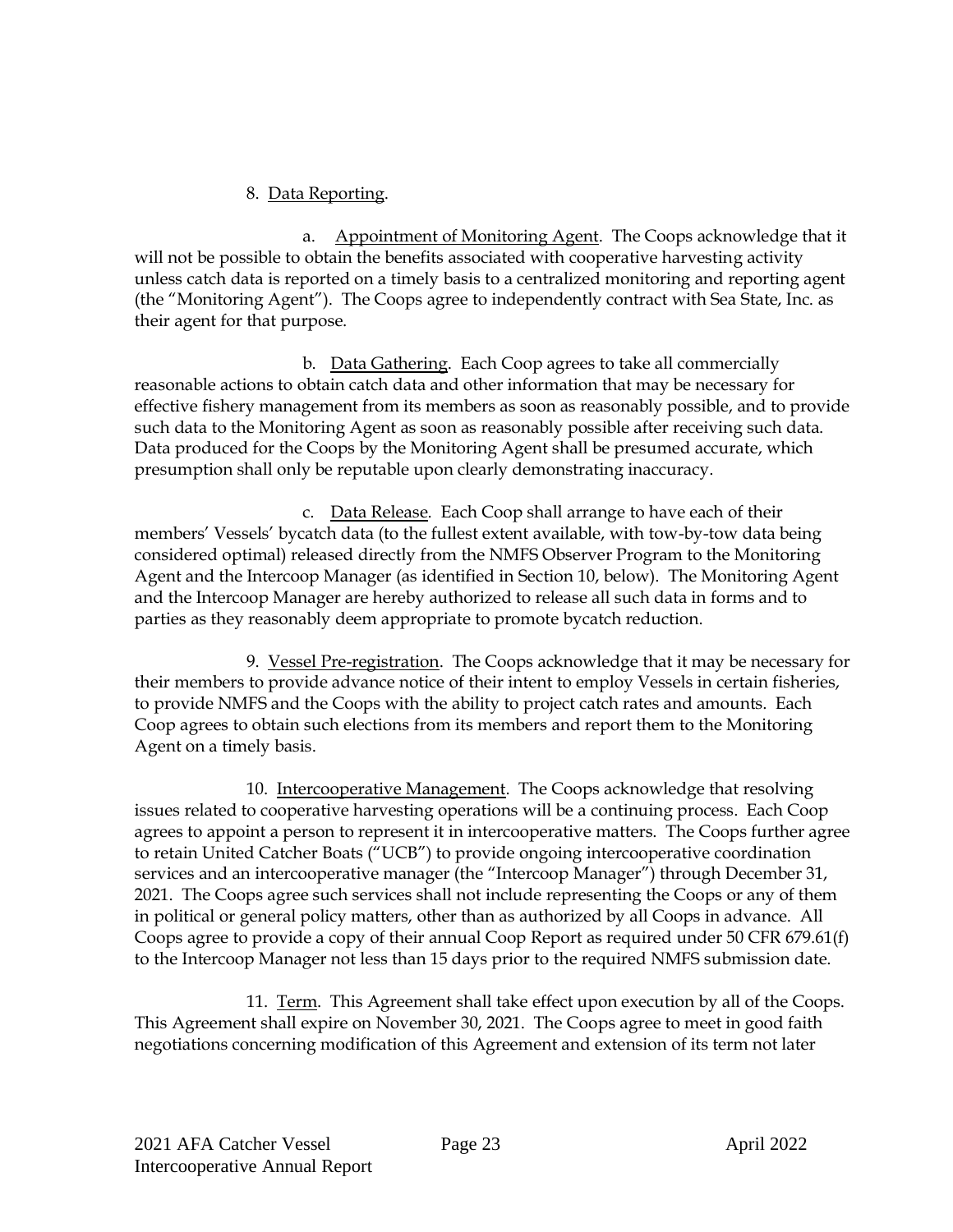8. Data Reporting.

a. Appointment of Monitoring Agent. The Coops acknowledge that it will not be possible to obtain the benefits associated with cooperative harvesting activity unless catch data is reported on a timely basis to a centralized monitoring and reporting agent (the "Monitoring Agent"). The Coops agree to independently contract with Sea State, Inc. as their agent for that purpose.

b. Data Gathering. Each Coop agrees to take all commercially reasonable actions to obtain catch data and other information that may be necessary for effective fishery management from its members as soon as reasonably possible, and to provide such data to the Monitoring Agent as soon as reasonably possible after receiving such data. Data produced for the Coops by the Monitoring Agent shall be presumed accurate, which presumption shall only be reputable upon clearly demonstrating inaccuracy.

c. Data Release. Each Coop shall arrange to have each of their members' Vessels' bycatch data (to the fullest extent available, with tow-by-tow data being considered optimal) released directly from the NMFS Observer Program to the Monitoring Agent and the Intercoop Manager (as identified in Section 10, below). The Monitoring Agent and the Intercoop Manager are hereby authorized to release all such data in forms and to parties as they reasonably deem appropriate to promote bycatch reduction.

9. Vessel Pre-registration. The Coops acknowledge that it may be necessary for their members to provide advance notice of their intent to employ Vessels in certain fisheries, to provide NMFS and the Coops with the ability to project catch rates and amounts. Each Coop agrees to obtain such elections from its members and report them to the Monitoring Agent on a timely basis.

10. Intercooperative Management. The Coops acknowledge that resolving issues related to cooperative harvesting operations will be a continuing process. Each Coop agrees to appoint a person to represent it in intercooperative matters. The Coops further agree to retain United Catcher Boats ("UCB") to provide ongoing intercooperative coordination services and an intercooperative manager (the "Intercoop Manager") through December 31, 2021. The Coops agree such services shall not include representing the Coops or any of them in political or general policy matters, other than as authorized by all Coops in advance. All Coops agree to provide a copy of their annual Coop Report as required under 50 CFR 679.61(f) to the Intercoop Manager not less than 15 days prior to the required NMFS submission date.

11. Term. This Agreement shall take effect upon execution by all of the Coops. This Agreement shall expire on November 30, 2021. The Coops agree to meet in good faith negotiations concerning modification of this Agreement and extension of its term not later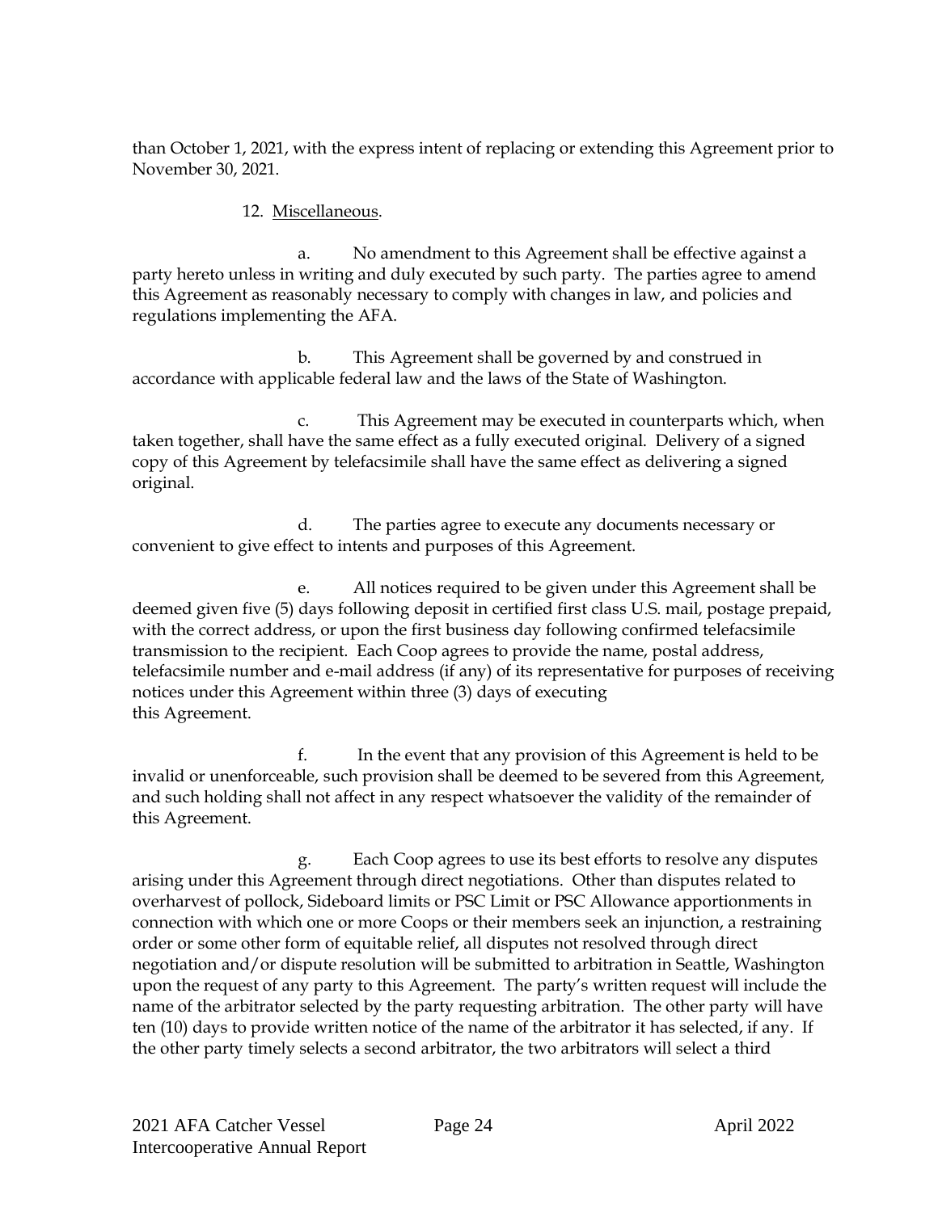than October 1, 2021, with the express intent of replacing or extending this Agreement prior to November 30, 2021.

12. Miscellaneous.

a. No amendment to this Agreement shall be effective against a party hereto unless in writing and duly executed by such party. The parties agree to amend this Agreement as reasonably necessary to comply with changes in law, and policies and regulations implementing the AFA.

b. This Agreement shall be governed by and construed in accordance with applicable federal law and the laws of the State of Washington.

c. This Agreement may be executed in counterparts which, when taken together, shall have the same effect as a fully executed original. Delivery of a signed copy of this Agreement by telefacsimile shall have the same effect as delivering a signed original.

d. The parties agree to execute any documents necessary or convenient to give effect to intents and purposes of this Agreement.

e. All notices required to be given under this Agreement shall be deemed given five (5) days following deposit in certified first class U.S. mail, postage prepaid, with the correct address, or upon the first business day following confirmed telefacsimile transmission to the recipient. Each Coop agrees to provide the name, postal address, telefacsimile number and e-mail address (if any) of its representative for purposes of receiving notices under this Agreement within three (3) days of executing this Agreement.

f. In the event that any provision of this Agreement is held to be invalid or unenforceable, such provision shall be deemed to be severed from this Agreement, and such holding shall not affect in any respect whatsoever the validity of the remainder of this Agreement.

g. Each Coop agrees to use its best efforts to resolve any disputes arising under this Agreement through direct negotiations. Other than disputes related to overharvest of pollock, Sideboard limits or PSC Limit or PSC Allowance apportionments in connection with which one or more Coops or their members seek an injunction, a restraining order or some other form of equitable relief, all disputes not resolved through direct negotiation and/or dispute resolution will be submitted to arbitration in Seattle, Washington upon the request of any party to this Agreement. The party's written request will include the name of the arbitrator selected by the party requesting arbitration. The other party will have ten (10) days to provide written notice of the name of the arbitrator it has selected, if any. If the other party timely selects a second arbitrator, the two arbitrators will select a third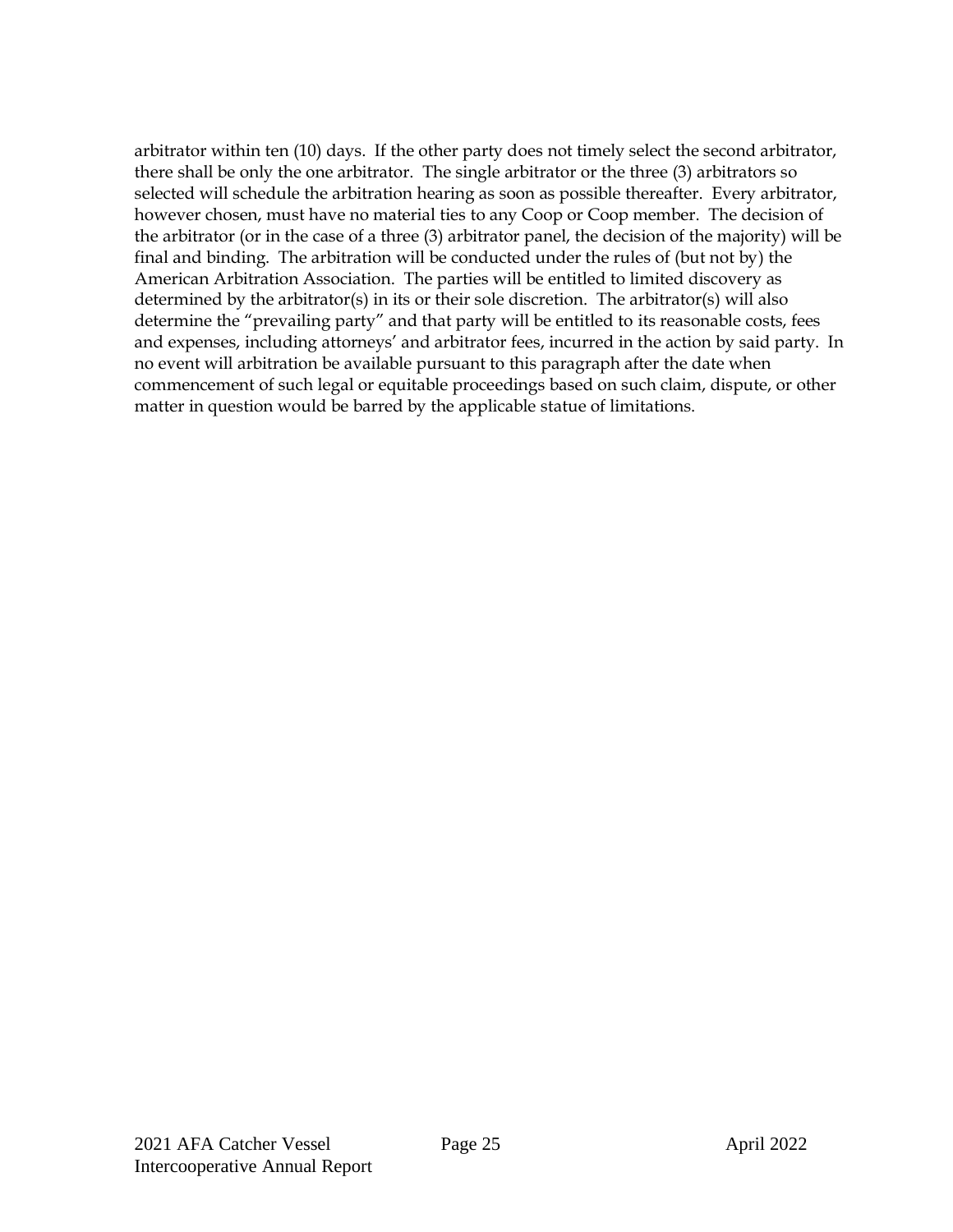arbitrator within ten (10) days. If the other party does not timely select the second arbitrator, there shall be only the one arbitrator. The single arbitrator or the three (3) arbitrators so selected will schedule the arbitration hearing as soon as possible thereafter. Every arbitrator, however chosen, must have no material ties to any Coop or Coop member. The decision of the arbitrator (or in the case of a three (3) arbitrator panel, the decision of the majority) will be final and binding. The arbitration will be conducted under the rules of (but not by) the American Arbitration Association. The parties will be entitled to limited discovery as determined by the arbitrator(s) in its or their sole discretion. The arbitrator(s) will also determine the "prevailing party" and that party will be entitled to its reasonable costs, fees and expenses, including attorneys' and arbitrator fees, incurred in the action by said party. In no event will arbitration be available pursuant to this paragraph after the date when commencement of such legal or equitable proceedings based on such claim, dispute, or other matter in question would be barred by the applicable statue of limitations.